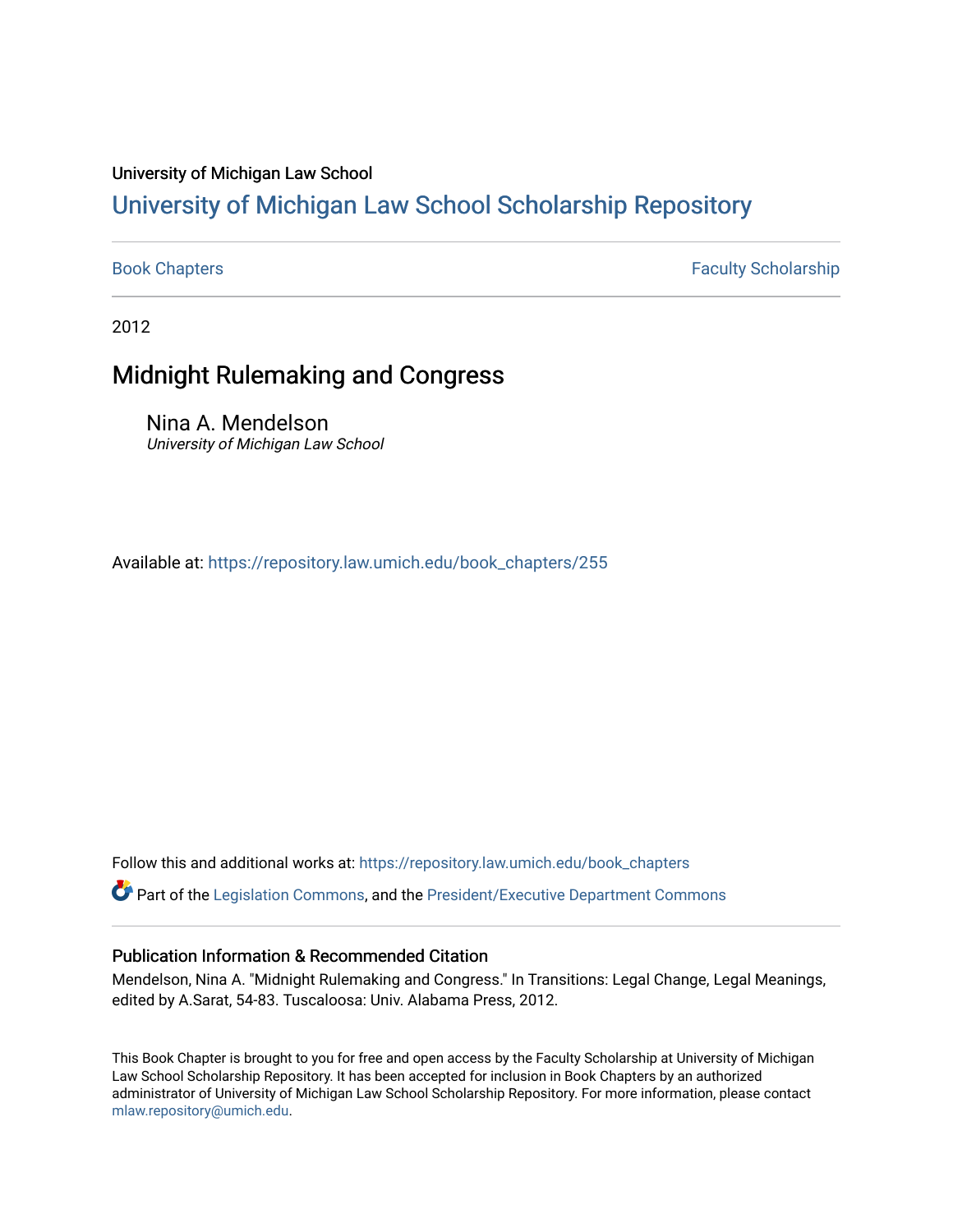University of Michigan Law School

# University of Michigan Law School Scholarship Repository

Book Chapters | Faculty Scholarship

2012

## Midnight Rulemaking and Congress

Nina A. Mendelson
*University of Michigan Law School*

Available at: https://repository.law.umich.edu/book_chapters/255

Follow this and additional works at: https://repository.law.umich.edu/book_chapters

Part of the Legislation Commons, and the President/Executive Department Commons

### Publication Information & Recommended Citation

Mendelson, Nina A. "Midnight Rulemaking and Congress." In Transitions: Legal Change, Legal Meanings, edited by A.Sarat, 54-83. Tuscaloosa: Univ. Alabama Press, 2012.

This Book Chapter is brought to you for free and open access by the Faculty Scholarship at University of Michigan Law School Scholarship Repository. It has been accepted for inclusion in Book Chapters by an authorized administrator of University of Michigan Law School Scholarship Repository. For more information, please contact mlaw.repository@umich.edu.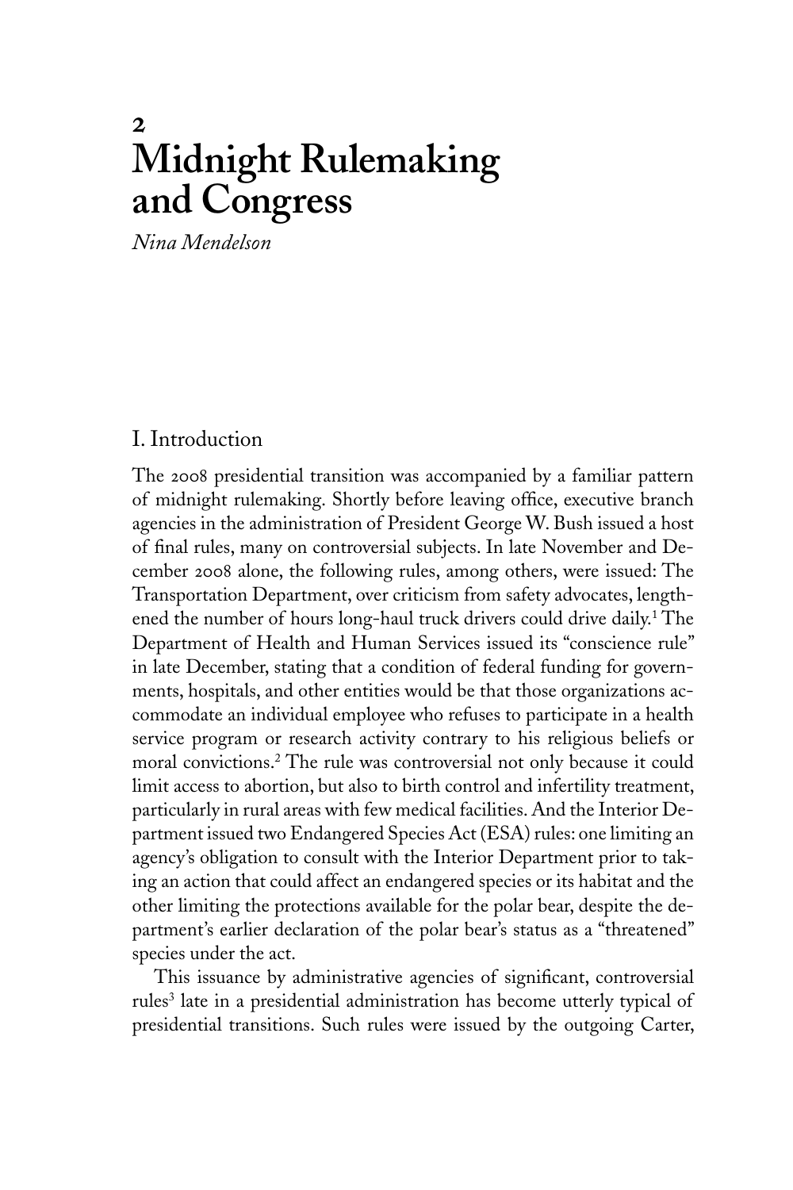# 2 Midnight Rulemaking and Congress

*Nina Mendelson*

## I. Introduction

The 2008 presidential transition was accompanied by a familiar pattern of midnight rulemaking. Shortly before leaving office, executive branch agencies in the administration of President George W. Bush issued a host of final rules, many on controversial subjects. In late November and December 2008 alone, the following rules, among others, were issued: The Transportation Department, over criticism from safety advocates, lengthened the number of hours long-haul truck drivers could drive daily.[1] The Department of Health and Human Services issued its "conscience rule" in late December, stating that a condition of federal funding for governments, hospitals, and other entities would be that those organizations accommodate an individual employee who refuses to participate in a health service program or research activity contrary to his religious beliefs or moral convictions.[2] The rule was controversial not only because it could limit access to abortion, but also to birth control and infertility treatment, particularly in rural areas with few medical facilities. And the Interior Department issued two Endangered Species Act (ESA) rules: one limiting an agency's obligation to consult with the Interior Department prior to taking an action that could affect an endangered species or its habitat and the other limiting the protections available for the polar bear, despite the department's earlier declaration of the polar bear's status as a "threatened" species under the act.

This issuance by administrative agencies of significant, controversial rules[3] late in a presidential administration has become utterly typical of presidential transitions. Such rules were issued by the outgoing Carter,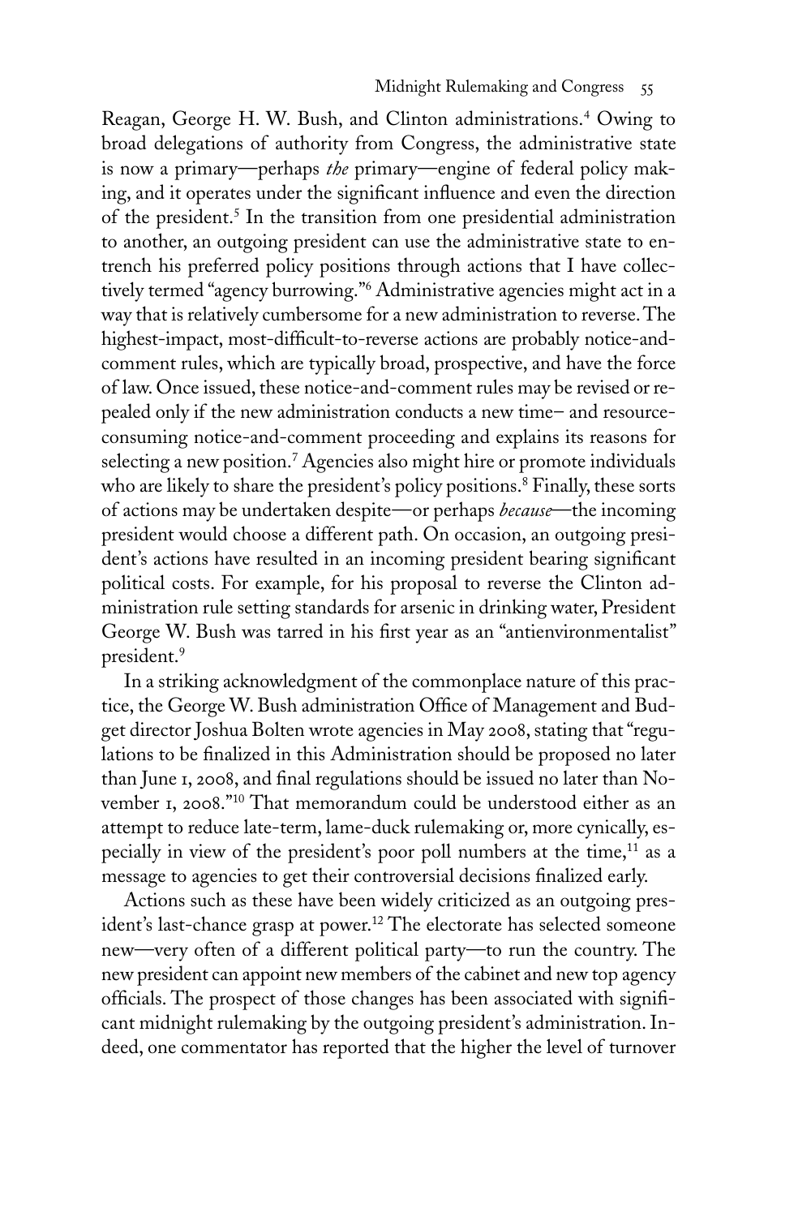Reagan, George H. W. Bush, and Clinton administrations.[4] Owing to broad delegations of authority from Congress, the administrative state is now a primary—perhaps *the* primary—engine of federal policy making, and it operates under the significant influence and even the direction of the president.[5] In the transition from one presidential administration to another, an outgoing president can use the administrative state to entrench his preferred policy positions through actions that I have collectively termed "agency burrowing."[6] Administrative agencies might act in a way that is relatively cumbersome for a new administration to reverse. The highest-impact, most-difficult-to-reverse actions are probably notice-and-comment rules, which are typically broad, prospective, and have the force of law. Once issued, these notice-and-comment rules may be revised or repealed only if the new administration conducts a new time– and resource-consuming notice-and-comment proceeding and explains its reasons for selecting a new position.[7] Agencies also might hire or promote individuals who are likely to share the president's policy positions.[8] Finally, these sorts of actions may be undertaken despite—or perhaps *because*—the incoming president would choose a different path. On occasion, an outgoing president's actions have resulted in an incoming president bearing significant political costs. For example, for his proposal to reverse the Clinton administration rule setting standards for arsenic in drinking water, President George W. Bush was tarred in his first year as an "antienvironmentalist" president.[9]

In a striking acknowledgment of the commonplace nature of this practice, the George W. Bush administration Office of Management and Budget director Joshua Bolten wrote agencies in May 2008, stating that "regulations to be finalized in this Administration should be proposed no later than June 1, 2008, and final regulations should be issued no later than November 1, 2008."[10] That memorandum could be understood either as an attempt to reduce late-term, lame-duck rulemaking or, more cynically, especially in view of the president's poor poll numbers at the time,[11] as a message to agencies to get their controversial decisions finalized early.

Actions such as these have been widely criticized as an outgoing president's last-chance grasp at power.[12] The electorate has selected someone new—very often of a different political party—to run the country. The new president can appoint new members of the cabinet and new top agency officials. The prospect of those changes has been associated with significant midnight rulemaking by the outgoing president's administration. Indeed, one commentator has reported that the higher the level of turnover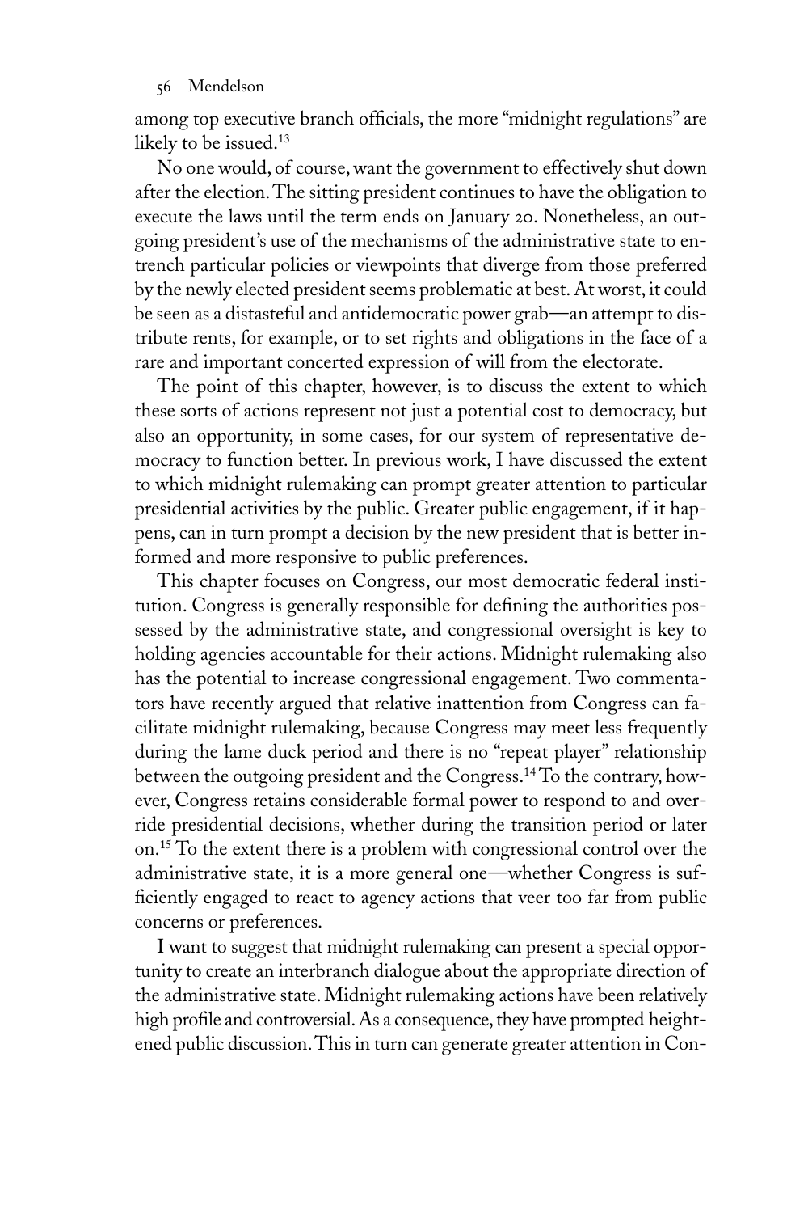among top executive branch officials, the more "midnight regulations" are likely to be issued.[13]

No one would, of course, want the government to effectively shut down after the election. The sitting president continues to have the obligation to execute the laws until the term ends on January 20. Nonetheless, an outgoing president's use of the mechanisms of the administrative state to entrench particular policies or viewpoints that diverge from those preferred by the newly elected president seems problematic at best. At worst, it could be seen as a distasteful and antidemocratic power grab—an attempt to distribute rents, for example, or to set rights and obligations in the face of a rare and important concerted expression of will from the electorate.

The point of this chapter, however, is to discuss the extent to which these sorts of actions represent not just a potential cost to democracy, but also an opportunity, in some cases, for our system of representative democracy to function better. In previous work, I have discussed the extent to which midnight rulemaking can prompt greater attention to particular presidential activities by the public. Greater public engagement, if it happens, can in turn prompt a decision by the new president that is better informed and more responsive to public preferences.

This chapter focuses on Congress, our most democratic federal institution. Congress is generally responsible for defining the authorities possessed by the administrative state, and congressional oversight is key to holding agencies accountable for their actions. Midnight rulemaking also has the potential to increase congressional engagement. Two commentators have recently argued that relative inattention from Congress can facilitate midnight rulemaking, because Congress may meet less frequently during the lame duck period and there is no "repeat player" relationship between the outgoing president and the Congress.[14] To the contrary, however, Congress retains considerable formal power to respond to and override presidential decisions, whether during the transition period or later on.[15] To the extent there is a problem with congressional control over the administrative state, it is a more general one—whether Congress is sufficiently engaged to react to agency actions that veer too far from public concerns or preferences.

I want to suggest that midnight rulemaking can present a special opportunity to create an interbranch dialogue about the appropriate direction of the administrative state. Midnight rulemaking actions have been relatively high profile and controversial. As a consequence, they have prompted heightened public discussion. This in turn can generate greater attention in Con-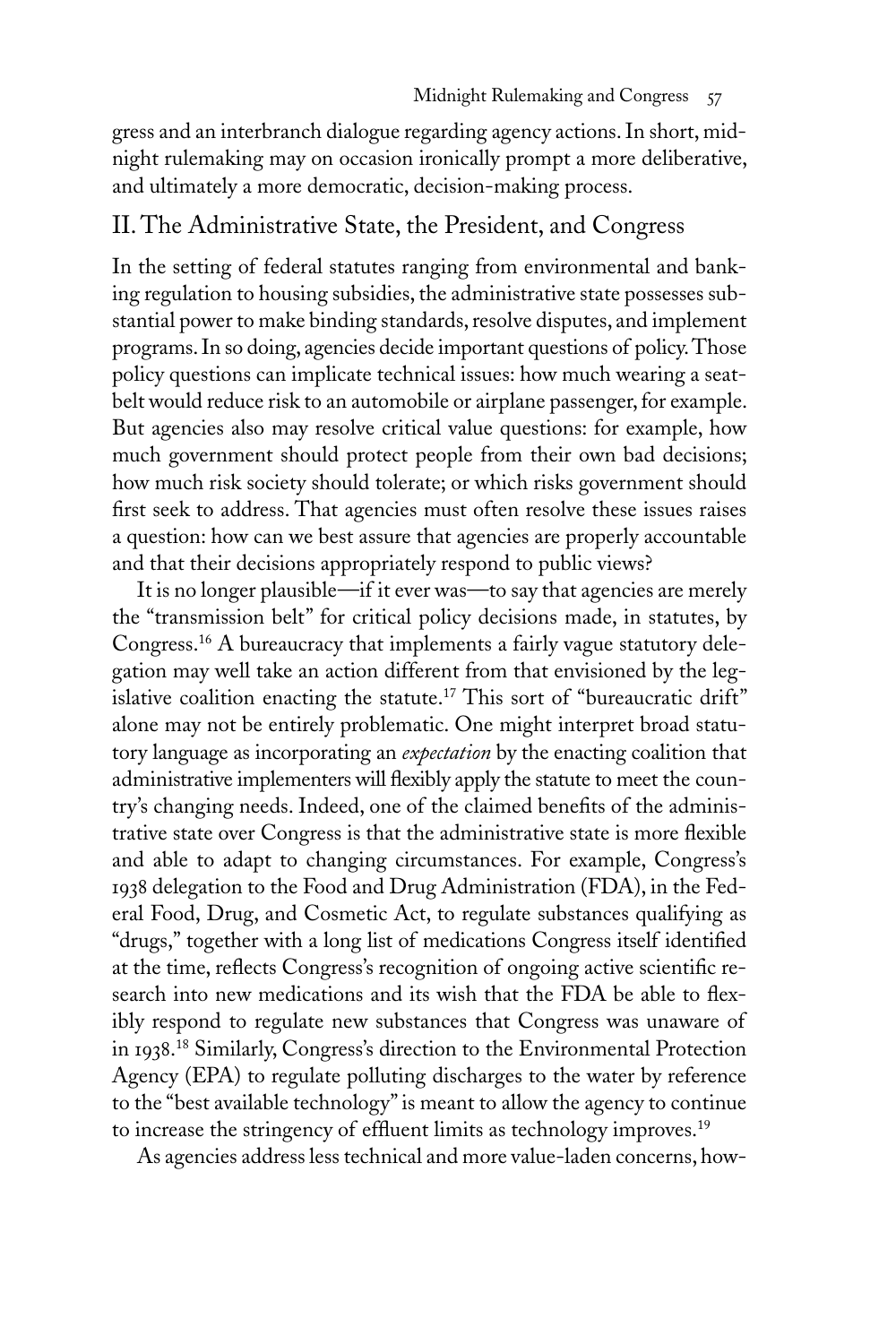gress and an interbranch dialogue regarding agency actions. In short, midnight rulemaking may on occasion ironically prompt a more deliberative, and ultimately a more democratic, decision-making process.

## II. The Administrative State, the President, and Congress

In the setting of federal statutes ranging from environmental and banking regulation to housing subsidies, the administrative state possesses substantial power to make binding standards, resolve disputes, and implement programs. In so doing, agencies decide important questions of policy. Those policy questions can implicate technical issues: how much wearing a seatbelt would reduce risk to an automobile or airplane passenger, for example. But agencies also may resolve critical value questions: for example, how much government should protect people from their own bad decisions; how much risk society should tolerate; or which risks government should first seek to address. That agencies must often resolve these issues raises a question: how can we best assure that agencies are properly accountable and that their decisions appropriately respond to public views?

It is no longer plausible—if it ever was—to say that agencies are merely the "transmission belt" for critical policy decisions made, in statutes, by Congress.[16] A bureaucracy that implements a fairly vague statutory delegation may well take an action different from that envisioned by the legislative coalition enacting the statute.[17] This sort of "bureaucratic drift" alone may not be entirely problematic. One might interpret broad statutory language as incorporating an *expectation* by the enacting coalition that administrative implementers will flexibly apply the statute to meet the country's changing needs. Indeed, one of the claimed benefits of the administrative state over Congress is that the administrative state is more flexible and able to adapt to changing circumstances. For example, Congress's 1938 delegation to the Food and Drug Administration (FDA), in the Federal Food, Drug, and Cosmetic Act, to regulate substances qualifying as "drugs," together with a long list of medications Congress itself identified at the time, reflects Congress's recognition of ongoing active scientific research into new medications and its wish that the FDA be able to flexibly respond to regulate new substances that Congress was unaware of in 1938.[18] Similarly, Congress's direction to the Environmental Protection Agency (EPA) to regulate polluting discharges to the water by reference to the "best available technology" is meant to allow the agency to continue to increase the stringency of effluent limits as technology improves.[19]

As agencies address less technical and more value-laden concerns, how-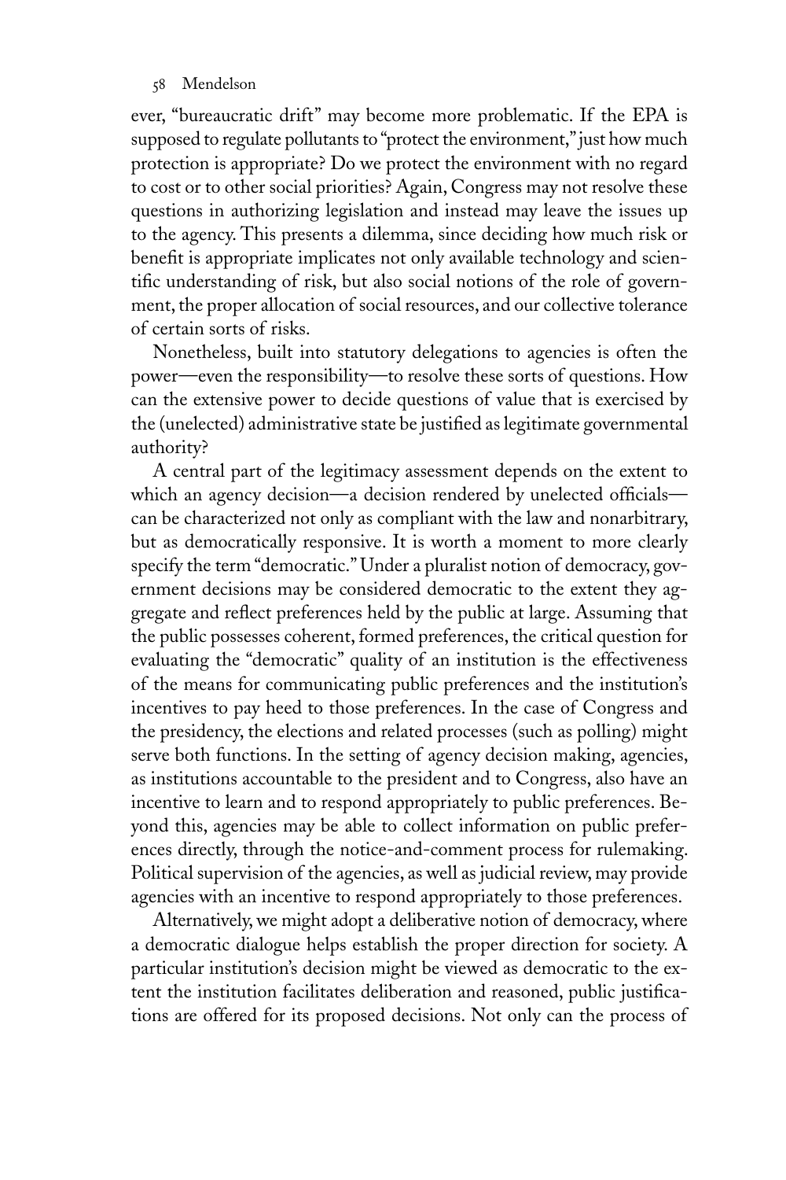ever, "bureaucratic drift" may become more problematic. If the EPA is supposed to regulate pollutants to "protect the environment," just how much protection is appropriate? Do we protect the environment with no regard to cost or to other social priorities? Again, Congress may not resolve these questions in authorizing legislation and instead may leave the issues up to the agency. This presents a dilemma, since deciding how much risk or benefit is appropriate implicates not only available technology and scientific understanding of risk, but also social notions of the role of government, the proper allocation of social resources, and our collective tolerance of certain sorts of risks.

Nonetheless, built into statutory delegations to agencies is often the power—even the responsibility—to resolve these sorts of questions. How can the extensive power to decide questions of value that is exercised by the (unelected) administrative state be justified as legitimate governmental authority?

A central part of the legitimacy assessment depends on the extent to which an agency decision—a decision rendered by unelected officials—can be characterized not only as compliant with the law and nonarbitrary, but as democratically responsive. It is worth a moment to more clearly specify the term "democratic." Under a pluralist notion of democracy, government decisions may be considered democratic to the extent they aggregate and reflect preferences held by the public at large. Assuming that the public possesses coherent, formed preferences, the critical question for evaluating the "democratic" quality of an institution is the effectiveness of the means for communicating public preferences and the institution's incentives to pay heed to those preferences. In the case of Congress and the presidency, the elections and related processes (such as polling) might serve both functions. In the setting of agency decision making, agencies, as institutions accountable to the president and to Congress, also have an incentive to learn and to respond appropriately to public preferences. Beyond this, agencies may be able to collect information on public preferences directly, through the notice-and-comment process for rulemaking. Political supervision of the agencies, as well as judicial review, may provide agencies with an incentive to respond appropriately to those preferences.

Alternatively, we might adopt a deliberative notion of democracy, where a democratic dialogue helps establish the proper direction for society. A particular institution's decision might be viewed as democratic to the extent the institution facilitates deliberation and reasoned, public justifications are offered for its proposed decisions. Not only can the process of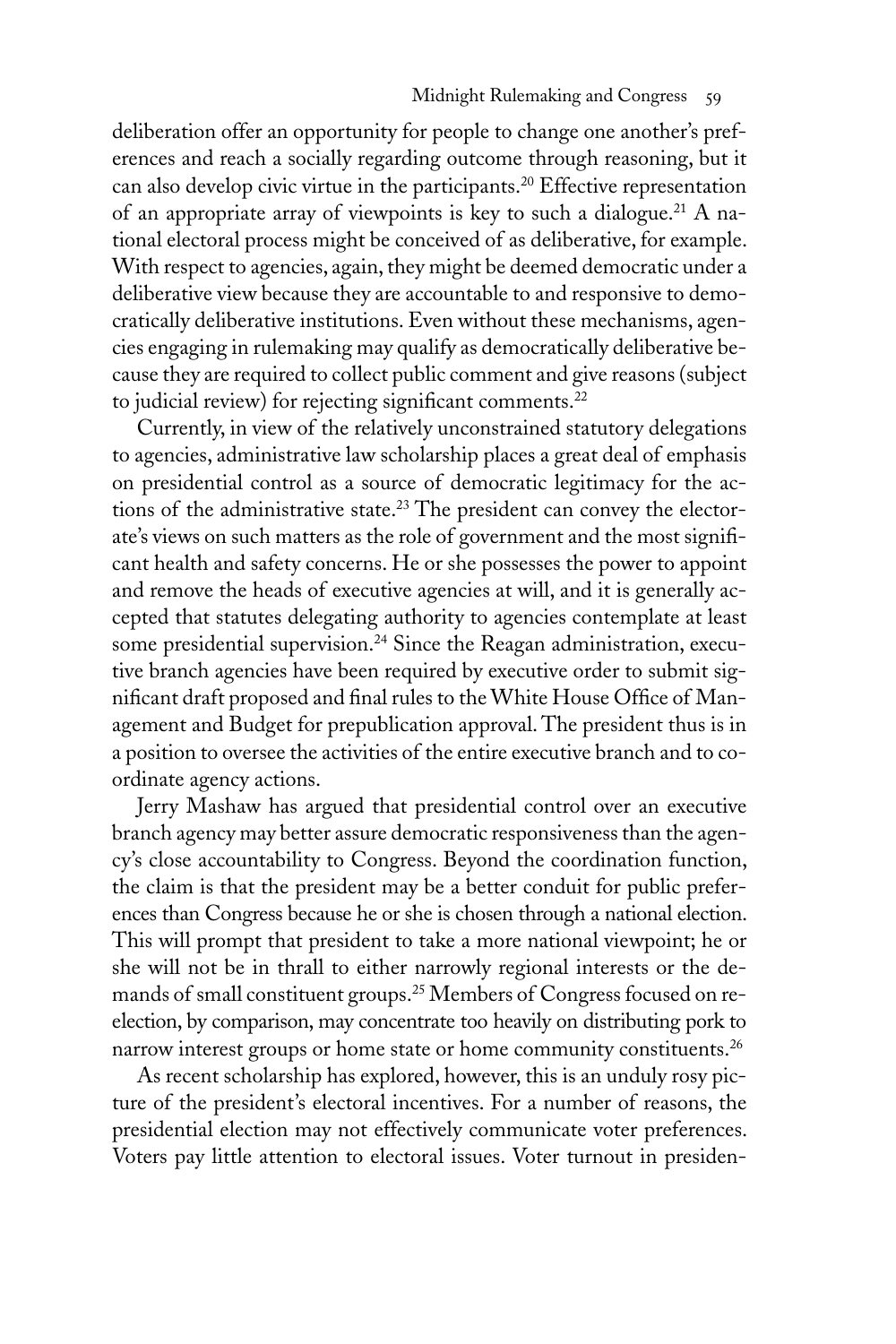deliberation offer an opportunity for people to change one another's preferences and reach a socially regarding outcome through reasoning, but it can also develop civic virtue in the participants.[20] Effective representation of an appropriate array of viewpoints is key to such a dialogue.[21] A national electoral process might be conceived of as deliberative, for example. With respect to agencies, again, they might be deemed democratic under a deliberative view because they are accountable to and responsive to democratically deliberative institutions. Even without these mechanisms, agencies engaging in rulemaking may qualify as democratically deliberative because they are required to collect public comment and give reasons (subject to judicial review) for rejecting significant comments.[22]

Currently, in view of the relatively unconstrained statutory delegations to agencies, administrative law scholarship places a great deal of emphasis on presidential control as a source of democratic legitimacy for the actions of the administrative state.[23] The president can convey the electorate's views on such matters as the role of government and the most significant health and safety concerns. He or she possesses the power to appoint and remove the heads of executive agencies at will, and it is generally accepted that statutes delegating authority to agencies contemplate at least some presidential supervision.[24] Since the Reagan administration, executive branch agencies have been required by executive order to submit significant draft proposed and final rules to the White House Office of Management and Budget for prepublication approval. The president thus is in a position to oversee the activities of the entire executive branch and to coordinate agency actions.

Jerry Mashaw has argued that presidential control over an executive branch agency may better assure democratic responsiveness than the agency's close accountability to Congress. Beyond the coordination function, the claim is that the president may be a better conduit for public preferences than Congress because he or she is chosen through a national election. This will prompt that president to take a more national viewpoint; he or she will not be in thrall to either narrowly regional interests or the demands of small constituent groups.[25] Members of Congress focused on reelection, by comparison, may concentrate too heavily on distributing pork to narrow interest groups or home state or home community constituents.[26]

As recent scholarship has explored, however, this is an unduly rosy picture of the president's electoral incentives. For a number of reasons, the presidential election may not effectively communicate voter preferences. Voters pay little attention to electoral issues. Voter turnout in presiden-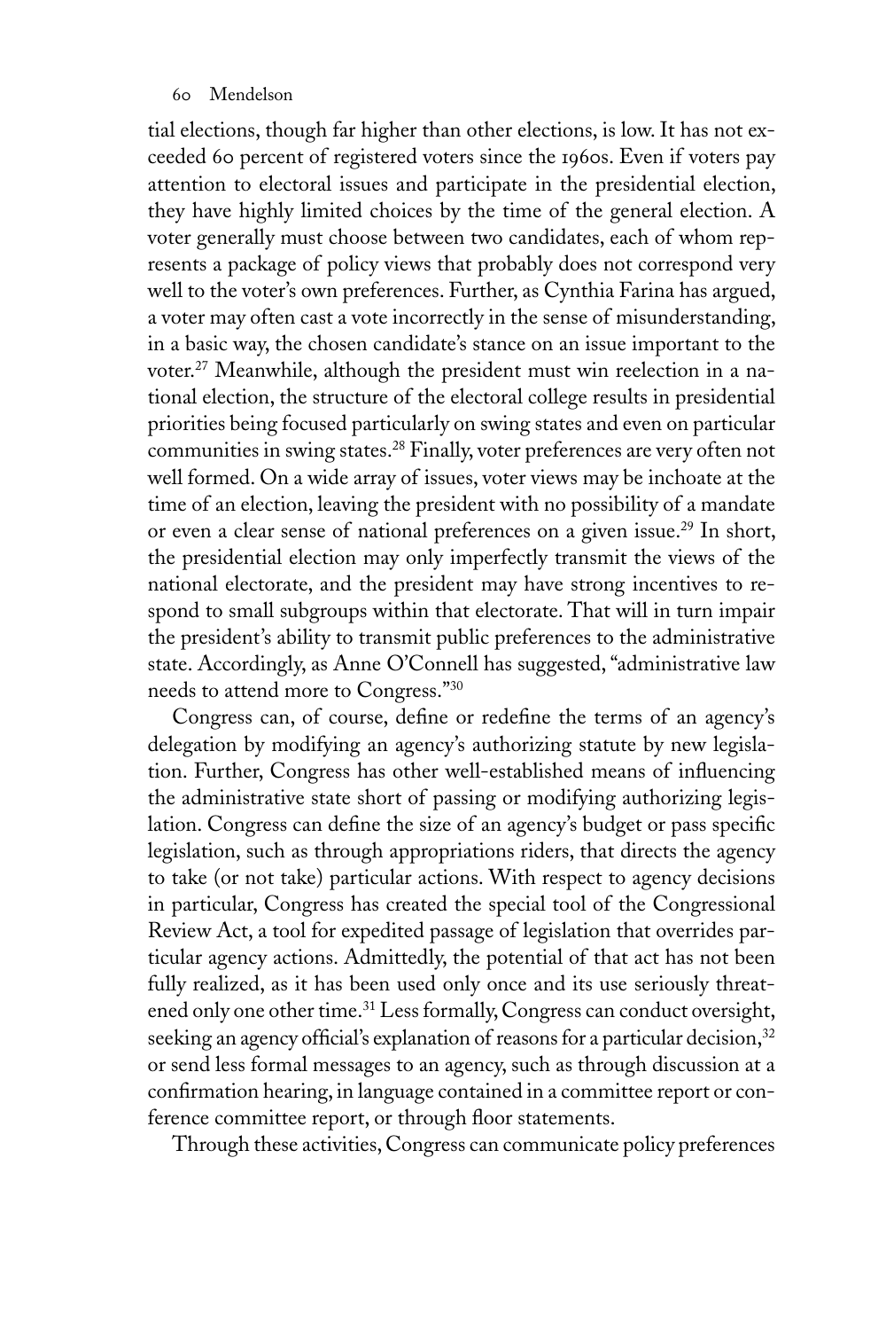tial elections, though far higher than other elections, is low. It has not exceeded 60 percent of registered voters since the 1960s. Even if voters pay attention to electoral issues and participate in the presidential election, they have highly limited choices by the time of the general election. A voter generally must choose between two candidates, each of whom represents a package of policy views that probably does not correspond very well to the voter's own preferences. Further, as Cynthia Farina has argued, a voter may often cast a vote incorrectly in the sense of misunderstanding, in a basic way, the chosen candidate's stance on an issue important to the voter.[27] Meanwhile, although the president must win reelection in a national election, the structure of the electoral college results in presidential priorities being focused particularly on swing states and even on particular communities in swing states.[28] Finally, voter preferences are very often not well formed. On a wide array of issues, voter views may be inchoate at the time of an election, leaving the president with no possibility of a mandate or even a clear sense of national preferences on a given issue.[29] In short, the presidential election may only imperfectly transmit the views of the national electorate, and the president may have strong incentives to respond to small subgroups within that electorate. That will in turn impair the president's ability to transmit public preferences to the administrative state. Accordingly, as Anne O'Connell has suggested, "administrative law needs to attend more to Congress."[30]

Congress can, of course, define or redefine the terms of an agency's delegation by modifying an agency's authorizing statute by new legislation. Further, Congress has other well-established means of influencing the administrative state short of passing or modifying authorizing legislation. Congress can define the size of an agency's budget or pass specific legislation, such as through appropriations riders, that directs the agency to take (or not take) particular actions. With respect to agency decisions in particular, Congress has created the special tool of the Congressional Review Act, a tool for expedited passage of legislation that overrides particular agency actions. Admittedly, the potential of that act has not been fully realized, as it has been used only once and its use seriously threatened only one other time.[31] Less formally, Congress can conduct oversight, seeking an agency official's explanation of reasons for a particular decision,[32] or send less formal messages to an agency, such as through discussion at a confirmation hearing, in language contained in a committee report or conference committee report, or through floor statements.

Through these activities, Congress can communicate policy preferences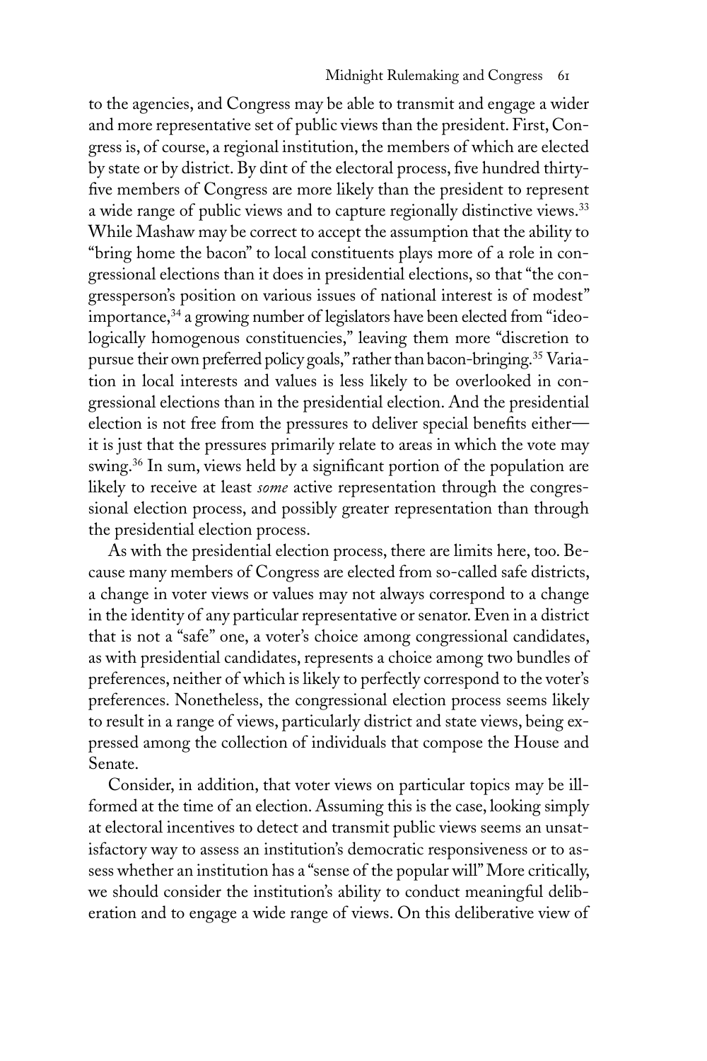to the agencies, and Congress may be able to transmit and engage a wider and more representative set of public views than the president. First, Congress is, of course, a regional institution, the members of which are elected by state or by district. By dint of the electoral process, five hundred thirty-five members of Congress are more likely than the president to represent a wide range of public views and to capture regionally distinctive views.[33] While Mashaw may be correct to accept the assumption that the ability to "bring home the bacon" to local constituents plays more of a role in congressional elections than it does in presidential elections, so that "the congressperson's position on various issues of national interest is of modest" importance,[34] a growing number of legislators have been elected from "ideologically homogenous constituencies," leaving them more "discretion to pursue their own preferred policy goals," rather than bacon-bringing.[35] Variation in local interests and values is less likely to be overlooked in congressional elections than in the presidential election. And the presidential election is not free from the pressures to deliver special benefits either—it is just that the pressures primarily relate to areas in which the vote may swing.[36] In sum, views held by a significant portion of the population are likely to receive at least *some* active representation through the congressional election process, and possibly greater representation than through the presidential election process.

As with the presidential election process, there are limits here, too. Because many members of Congress are elected from so-called safe districts, a change in voter views or values may not always correspond to a change in the identity of any particular representative or senator. Even in a district that is not a "safe" one, a voter's choice among congressional candidates, as with presidential candidates, represents a choice among two bundles of preferences, neither of which is likely to perfectly correspond to the voter's preferences. Nonetheless, the congressional election process seems likely to result in a range of views, particularly district and state views, being expressed among the collection of individuals that compose the House and Senate.

Consider, in addition, that voter views on particular topics may be ill-formed at the time of an election. Assuming this is the case, looking simply at electoral incentives to detect and transmit public views seems an unsatisfactory way to assess an institution's democratic responsiveness or to assess whether an institution has a "sense of the popular will" More critically, we should consider the institution's ability to conduct meaningful deliberation and to engage a wide range of views. On this deliberative view of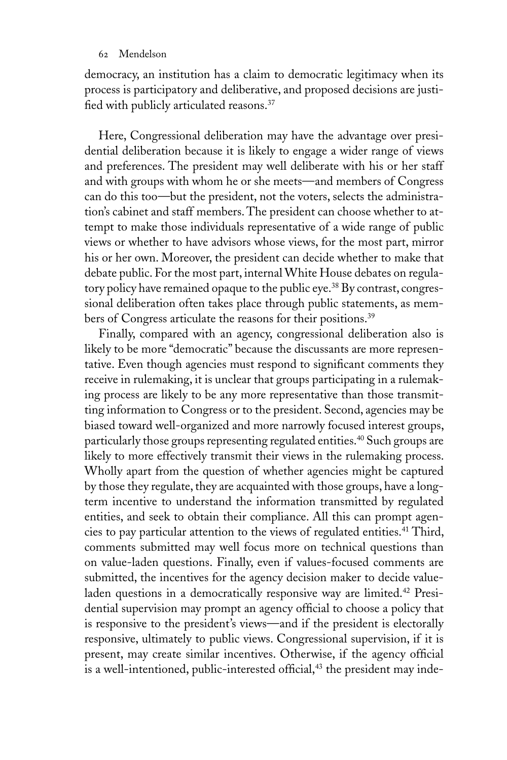democracy, an institution has a claim to democratic legitimacy when its process is participatory and deliberative, and proposed decisions are justified with publicly articulated reasons.[37]

Here, Congressional deliberation may have the advantage over presidential deliberation because it is likely to engage a wider range of views and preferences. The president may well deliberate with his or her staff and with groups with whom he or she meets—and members of Congress can do this too—but the president, not the voters, selects the administration's cabinet and staff members. The president can choose whether to attempt to make those individuals representative of a wide range of public views or whether to have advisors whose views, for the most part, mirror his or her own. Moreover, the president can decide whether to make that debate public. For the most part, internal White House debates on regulatory policy have remained opaque to the public eye.[38] By contrast, congressional deliberation often takes place through public statements, as members of Congress articulate the reasons for their positions.[39]

Finally, compared with an agency, congressional deliberation also is likely to be more "democratic" because the discussants are more representative. Even though agencies must respond to significant comments they receive in rulemaking, it is unclear that groups participating in a rulemaking process are likely to be any more representative than those transmitting information to Congress or to the president. Second, agencies may be biased toward well-organized and more narrowly focused interest groups, particularly those groups representing regulated entities.[40] Such groups are likely to more effectively transmit their views in the rulemaking process. Wholly apart from the question of whether agencies might be captured by those they regulate, they are acquainted with those groups, have a long-term incentive to understand the information transmitted by regulated entities, and seek to obtain their compliance. All this can prompt agencies to pay particular attention to the views of regulated entities.[41] Third, comments submitted may well focus more on technical questions than on value-laden questions. Finally, even if values-focused comments are submitted, the incentives for the agency decision maker to decide value-laden questions in a democratically responsive way are limited.[42] Presidential supervision may prompt an agency official to choose a policy that is responsive to the president's views—and if the president is electorally responsive, ultimately to public views. Congressional supervision, if it is present, may create similar incentives. Otherwise, if the agency official is a well-intentioned, public-interested official,[43] the president may inde-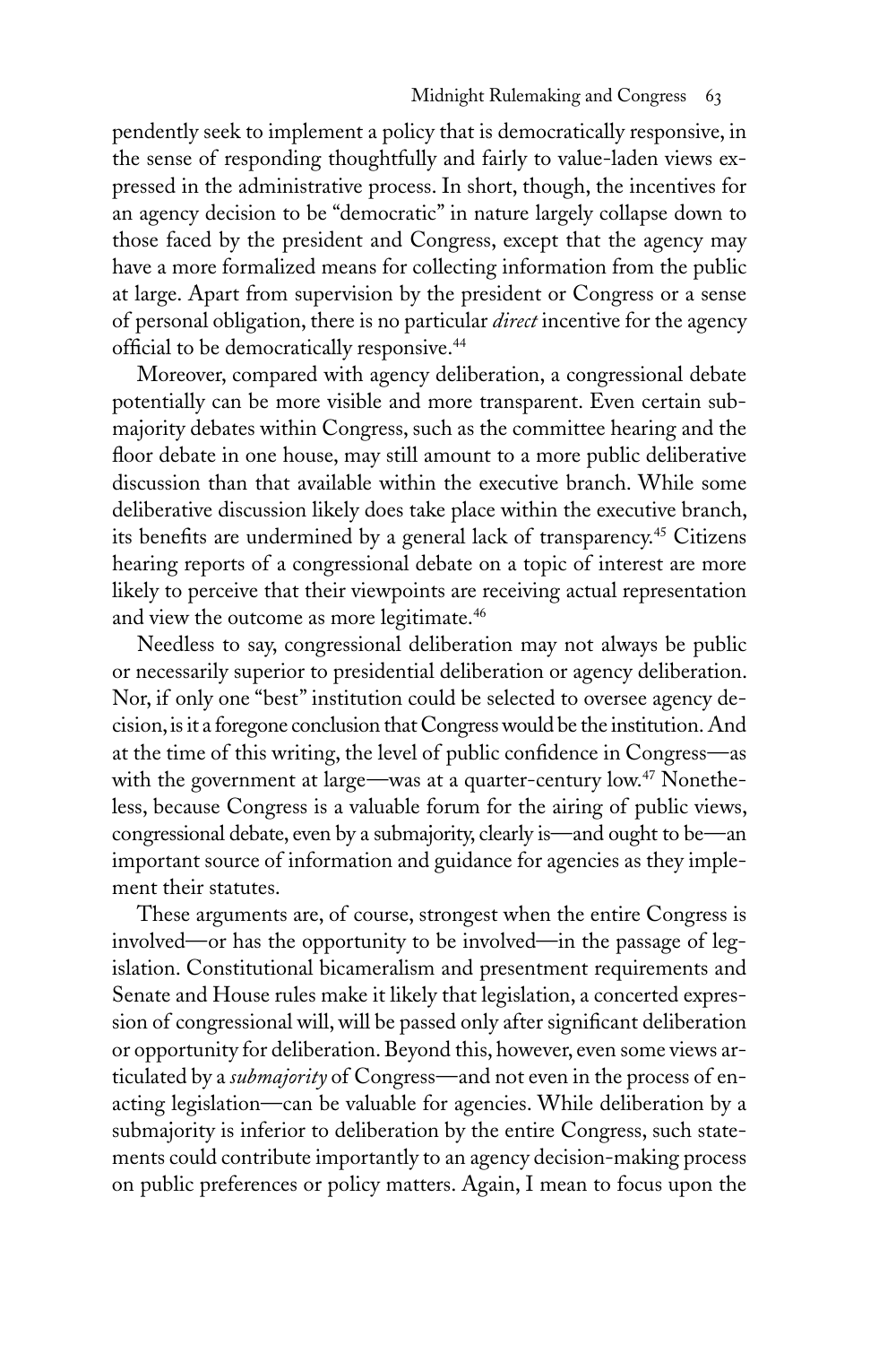pendently seek to implement a policy that is democratically responsive, in the sense of responding thoughtfully and fairly to value-laden views expressed in the administrative process. In short, though, the incentives for an agency decision to be "democratic" in nature largely collapse down to those faced by the president and Congress, except that the agency may have a more formalized means for collecting information from the public at large. Apart from supervision by the president or Congress or a sense of personal obligation, there is no particular *direct* incentive for the agency official to be democratically responsive.[44]

Moreover, compared with agency deliberation, a congressional debate potentially can be more visible and more transparent. Even certain submajority debates within Congress, such as the committee hearing and the floor debate in one house, may still amount to a more public deliberative discussion than that available within the executive branch. While some deliberative discussion likely does take place within the executive branch, its benefits are undermined by a general lack of transparency.[45] Citizens hearing reports of a congressional debate on a topic of interest are more likely to perceive that their viewpoints are receiving actual representation and view the outcome as more legitimate.[46]

Needless to say, congressional deliberation may not always be public or necessarily superior to presidential deliberation or agency deliberation. Nor, if only one "best" institution could be selected to oversee agency decision, is it a foregone conclusion that Congress would be the institution. And at the time of this writing, the level of public confidence in Congress—as with the government at large—was at a quarter-century low.[47] Nonetheless, because Congress is a valuable forum for the airing of public views, congressional debate, even by a submajority, clearly is—and ought to be—an important source of information and guidance for agencies as they implement their statutes.

These arguments are, of course, strongest when the entire Congress is involved—or has the opportunity to be involved—in the passage of legislation. Constitutional bicameralism and presentment requirements and Senate and House rules make it likely that legislation, a concerted expression of congressional will, will be passed only after significant deliberation or opportunity for deliberation. Beyond this, however, even some views articulated by a *submajority* of Congress—and not even in the process of enacting legislation—can be valuable for agencies. While deliberation by a submajority is inferior to deliberation by the entire Congress, such statements could contribute importantly to an agency decision-making process on public preferences or policy matters. Again, I mean to focus upon the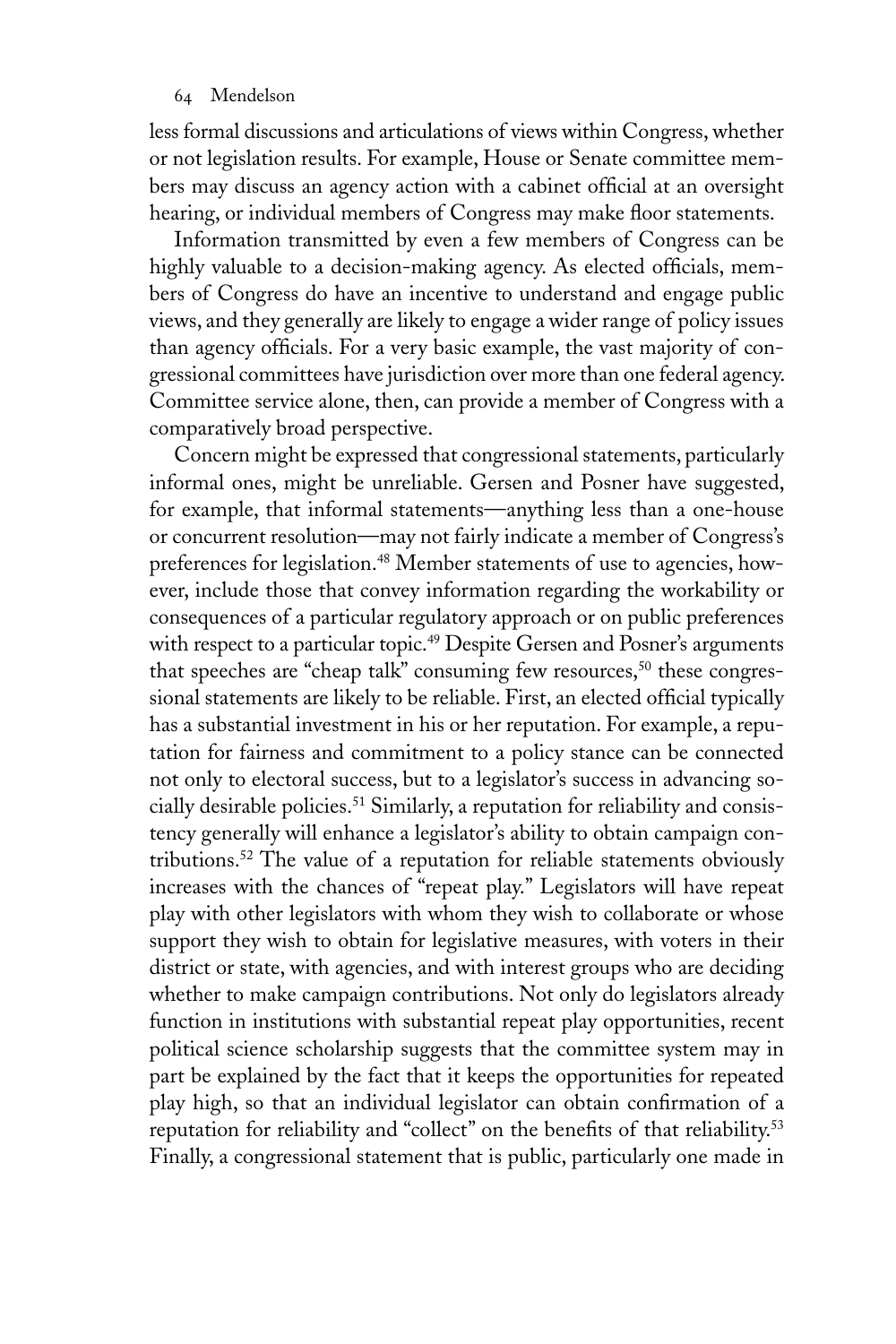less formal discussions and articulations of views within Congress, whether or not legislation results. For example, House or Senate committee members may discuss an agency action with a cabinet official at an oversight hearing, or individual members of Congress may make floor statements.

Information transmitted by even a few members of Congress can be highly valuable to a decision-making agency. As elected officials, members of Congress do have an incentive to understand and engage public views, and they generally are likely to engage a wider range of policy issues than agency officials. For a very basic example, the vast majority of congressional committees have jurisdiction over more than one federal agency. Committee service alone, then, can provide a member of Congress with a comparatively broad perspective.

Concern might be expressed that congressional statements, particularly informal ones, might be unreliable. Gersen and Posner have suggested, for example, that informal statements—anything less than a one-house or concurrent resolution—may not fairly indicate a member of Congress's preferences for legislation.[48] Member statements of use to agencies, however, include those that convey information regarding the workability or consequences of a particular regulatory approach or on public preferences with respect to a particular topic.[49] Despite Gersen and Posner's arguments that speeches are "cheap talk" consuming few resources,[50] these congressional statements are likely to be reliable. First, an elected official typically has a substantial investment in his or her reputation. For example, a reputation for fairness and commitment to a policy stance can be connected not only to electoral success, but to a legislator's success in advancing socially desirable policies.[51] Similarly, a reputation for reliability and consistency generally will enhance a legislator's ability to obtain campaign contributions.[52] The value of a reputation for reliable statements obviously increases with the chances of "repeat play." Legislators will have repeat play with other legislators with whom they wish to collaborate or whose support they wish to obtain for legislative measures, with voters in their district or state, with agencies, and with interest groups who are deciding whether to make campaign contributions. Not only do legislators already function in institutions with substantial repeat play opportunities, recent political science scholarship suggests that the committee system may in part be explained by the fact that it keeps the opportunities for repeated play high, so that an individual legislator can obtain confirmation of a reputation for reliability and "collect" on the benefits of that reliability.[53] Finally, a congressional statement that is public, particularly one made in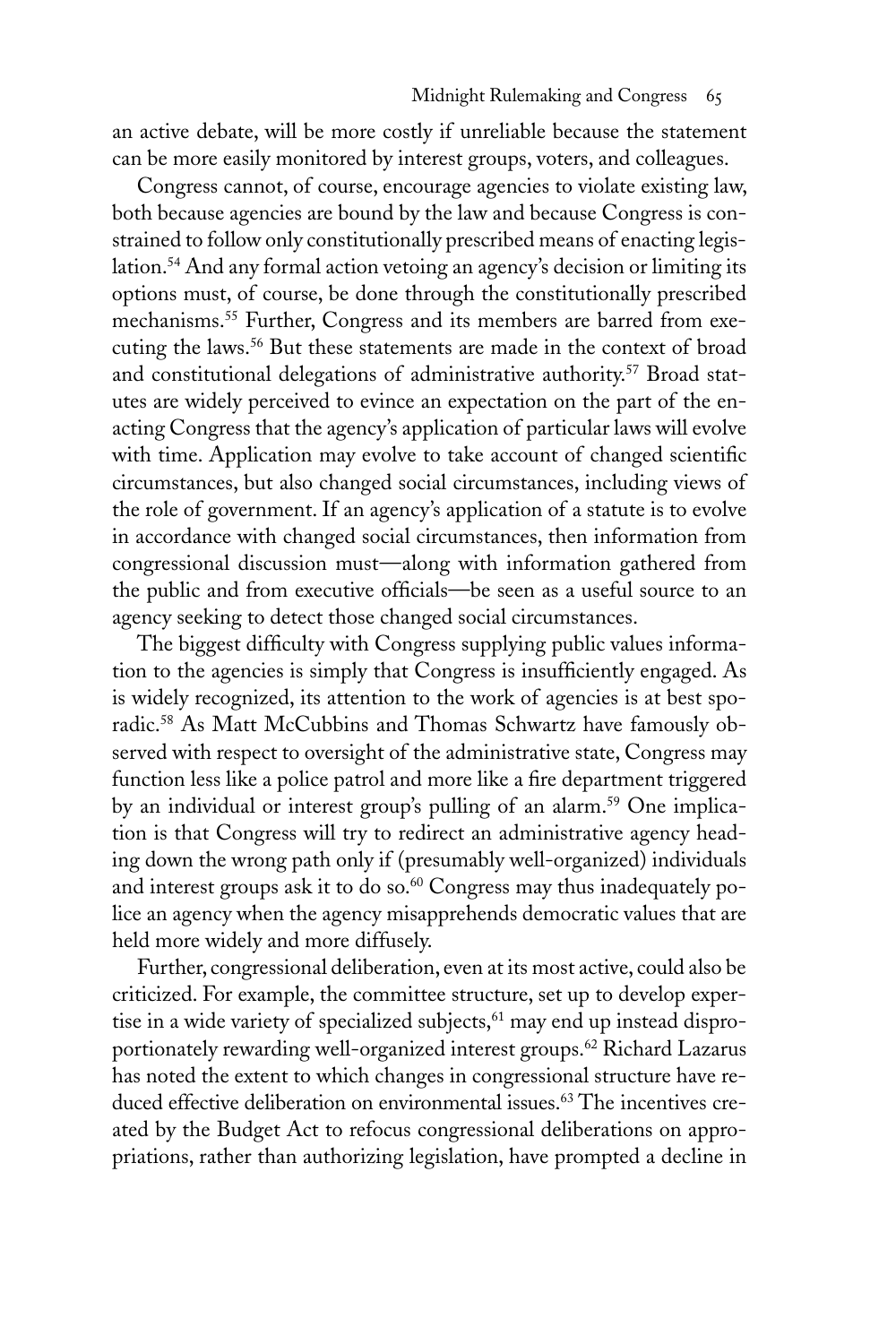an active debate, will be more costly if unreliable because the statement can be more easily monitored by interest groups, voters, and colleagues.

Congress cannot, of course, encourage agencies to violate existing law, both because agencies are bound by the law and because Congress is constrained to follow only constitutionally prescribed means of enacting legislation.[54] And any formal action vetoing an agency's decision or limiting its options must, of course, be done through the constitutionally prescribed mechanisms.[55] Further, Congress and its members are barred from executing the laws.[56] But these statements are made in the context of broad and constitutional delegations of administrative authority.[57] Broad statutes are widely perceived to evince an expectation on the part of the enacting Congress that the agency's application of particular laws will evolve with time. Application may evolve to take account of changed scientific circumstances, but also changed social circumstances, including views of the role of government. If an agency's application of a statute is to evolve in accordance with changed social circumstances, then information from congressional discussion must—along with information gathered from the public and from executive officials—be seen as a useful source to an agency seeking to detect those changed social circumstances.

The biggest difficulty with Congress supplying public values information to the agencies is simply that Congress is insufficiently engaged. As is widely recognized, its attention to the work of agencies is at best sporadic.[58] As Matt McCubbins and Thomas Schwartz have famously observed with respect to oversight of the administrative state, Congress may function less like a police patrol and more like a fire department triggered by an individual or interest group's pulling of an alarm.[59] One implication is that Congress will try to redirect an administrative agency heading down the wrong path only if (presumably well-organized) individuals and interest groups ask it to do so.[60] Congress may thus inadequately police an agency when the agency misapprehends democratic values that are held more widely and more diffusely.

Further, congressional deliberation, even at its most active, could also be criticized. For example, the committee structure, set up to develop expertise in a wide variety of specialized subjects,[61] may end up instead disproportionately rewarding well-organized interest groups.[62] Richard Lazarus has noted the extent to which changes in congressional structure have reduced effective deliberation on environmental issues.[63] The incentives created by the Budget Act to refocus congressional deliberations on appropriations, rather than authorizing legislation, have prompted a decline in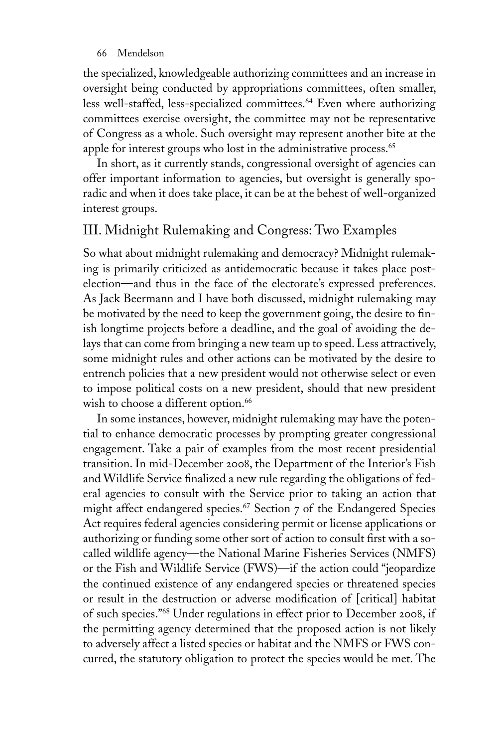the specialized, knowledgeable authorizing committees and an increase in oversight being conducted by appropriations committees, often smaller, less well-staffed, less-specialized committees.[64] Even where authorizing committees exercise oversight, the committee may not be representative of Congress as a whole. Such oversight may represent another bite at the apple for interest groups who lost in the administrative process.[65]

In short, as it currently stands, congressional oversight of agencies can offer important information to agencies, but oversight is generally sporadic and when it does take place, it can be at the behest of well-organized interest groups.

## III. Midnight Rulemaking and Congress: Two Examples

So what about midnight rulemaking and democracy? Midnight rulemaking is primarily criticized as antidemocratic because it takes place post-election—and thus in the face of the electorate's expressed preferences. As Jack Beermann and I have both discussed, midnight rulemaking may be motivated by the need to keep the government going, the desire to finish longtime projects before a deadline, and the goal of avoiding the delays that can come from bringing a new team up to speed. Less attractively, some midnight rules and other actions can be motivated by the desire to entrench policies that a new president would not otherwise select or even to impose political costs on a new president, should that new president wish to choose a different option.[66]

In some instances, however, midnight rulemaking may have the potential to enhance democratic processes by prompting greater congressional engagement. Take a pair of examples from the most recent presidential transition. In mid-December 2008, the Department of the Interior's Fish and Wildlife Service finalized a new rule regarding the obligations of federal agencies to consult with the Service prior to taking an action that might affect endangered species.[67] Section 7 of the Endangered Species Act requires federal agencies considering permit or license applications or authorizing or funding some other sort of action to consult first with a so-called wildlife agency—the National Marine Fisheries Services (NMFS) or the Fish and Wildlife Service (FWS)—if the action could "jeopardize the continued existence of any endangered species or threatened species or result in the destruction or adverse modification of [critical] habitat of such species."[68] Under regulations in effect prior to December 2008, if the permitting agency determined that the proposed action is not likely to adversely affect a listed species or habitat and the NMFS or FWS concurred, the statutory obligation to protect the species would be met. The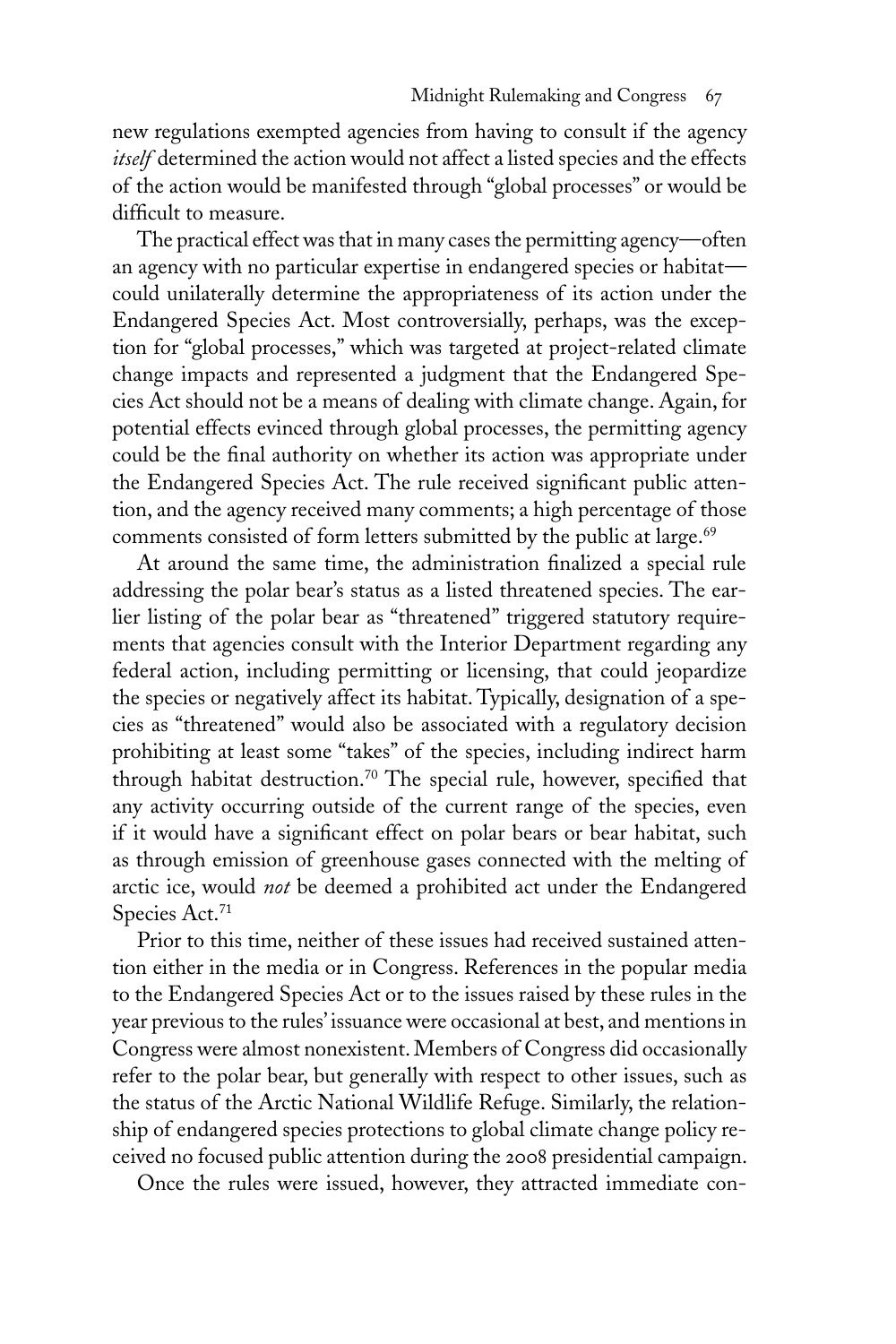new regulations exempted agencies from having to consult if the agency *itself* determined the action would not affect a listed species and the effects of the action would be manifested through "global processes" or would be difficult to measure.

The practical effect was that in many cases the permitting agency—often an agency with no particular expertise in endangered species or habitat—could unilaterally determine the appropriateness of its action under the Endangered Species Act. Most controversially, perhaps, was the exception for "global processes," which was targeted at project-related climate change impacts and represented a judgment that the Endangered Species Act should not be a means of dealing with climate change. Again, for potential effects evinced through global processes, the permitting agency could be the final authority on whether its action was appropriate under the Endangered Species Act. The rule received significant public attention, and the agency received many comments; a high percentage of those comments consisted of form letters submitted by the public at large.[69]

At around the same time, the administration finalized a special rule addressing the polar bear's status as a listed threatened species. The earlier listing of the polar bear as "threatened" triggered statutory requirements that agencies consult with the Interior Department regarding any federal action, including permitting or licensing, that could jeopardize the species or negatively affect its habitat. Typically, designation of a species as "threatened" would also be associated with a regulatory decision prohibiting at least some "takes" of the species, including indirect harm through habitat destruction.[70] The special rule, however, specified that any activity occurring outside of the current range of the species, even if it would have a significant effect on polar bears or bear habitat, such as through emission of greenhouse gases connected with the melting of arctic ice, would *not* be deemed a prohibited act under the Endangered Species Act.[71]

Prior to this time, neither of these issues had received sustained attention either in the media or in Congress. References in the popular media to the Endangered Species Act or to the issues raised by these rules in the year previous to the rules' issuance were occasional at best, and mentions in Congress were almost nonexistent. Members of Congress did occasionally refer to the polar bear, but generally with respect to other issues, such as the status of the Arctic National Wildlife Refuge. Similarly, the relationship of endangered species protections to global climate change policy received no focused public attention during the 2008 presidential campaign.

Once the rules were issued, however, they attracted immediate con-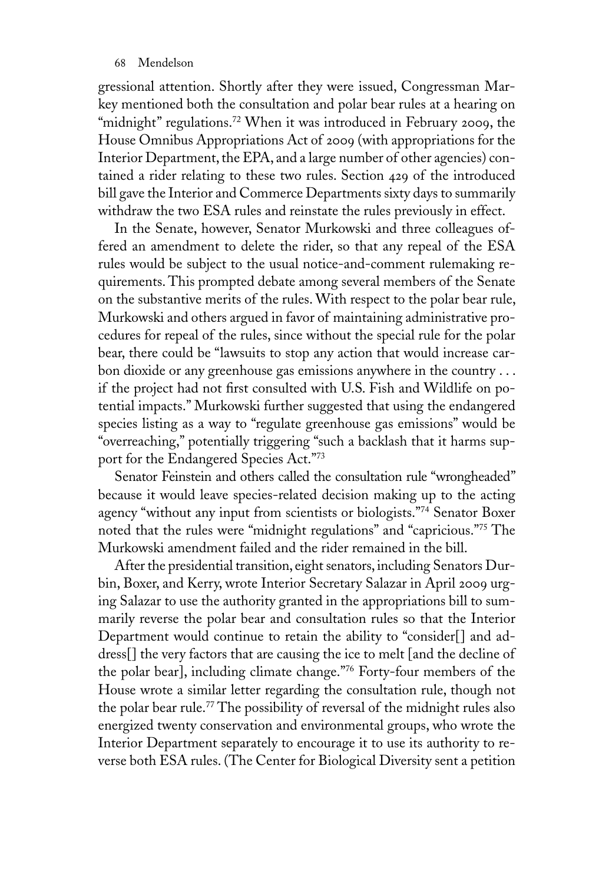gressional attention. Shortly after they were issued, Congressman Markey mentioned both the consultation and polar bear rules at a hearing on "midnight" regulations.[72] When it was introduced in February 2009, the House Omnibus Appropriations Act of 2009 (with appropriations for the Interior Department, the EPA, and a large number of other agencies) contained a rider relating to these two rules. Section 429 of the introduced bill gave the Interior and Commerce Departments sixty days to summarily withdraw the two ESA rules and reinstate the rules previously in effect.

In the Senate, however, Senator Murkowski and three colleagues offered an amendment to delete the rider, so that any repeal of the ESA rules would be subject to the usual notice-and-comment rulemaking requirements. This prompted debate among several members of the Senate on the substantive merits of the rules. With respect to the polar bear rule, Murkowski and others argued in favor of maintaining administrative procedures for repeal of the rules, since without the special rule for the polar bear, there could be "lawsuits to stop any action that would increase carbon dioxide or any greenhouse gas emissions anywhere in the country . . . if the project had not first consulted with U.S. Fish and Wildlife on potential impacts." Murkowski further suggested that using the endangered species listing as a way to "regulate greenhouse gas emissions" would be "overreaching," potentially triggering "such a backlash that it harms support for the Endangered Species Act."[73]

Senator Feinstein and others called the consultation rule "wrongheaded" because it would leave species-related decision making up to the acting agency "without any input from scientists or biologists."[74] Senator Boxer noted that the rules were "midnight regulations" and "capricious."[75] The Murkowski amendment failed and the rider remained in the bill.

After the presidential transition, eight senators, including Senators Durbin, Boxer, and Kerry, wrote Interior Secretary Salazar in April 2009 urging Salazar to use the authority granted in the appropriations bill to summarily reverse the polar bear and consultation rules so that the Interior Department would continue to retain the ability to "consider[] and address[] the very factors that are causing the ice to melt [and the decline of the polar bear], including climate change."[76] Forty-four members of the House wrote a similar letter regarding the consultation rule, though not the polar bear rule.[77] The possibility of reversal of the midnight rules also energized twenty conservation and environmental groups, who wrote the Interior Department separately to encourage it to use its authority to reverse both ESA rules. (The Center for Biological Diversity sent a petition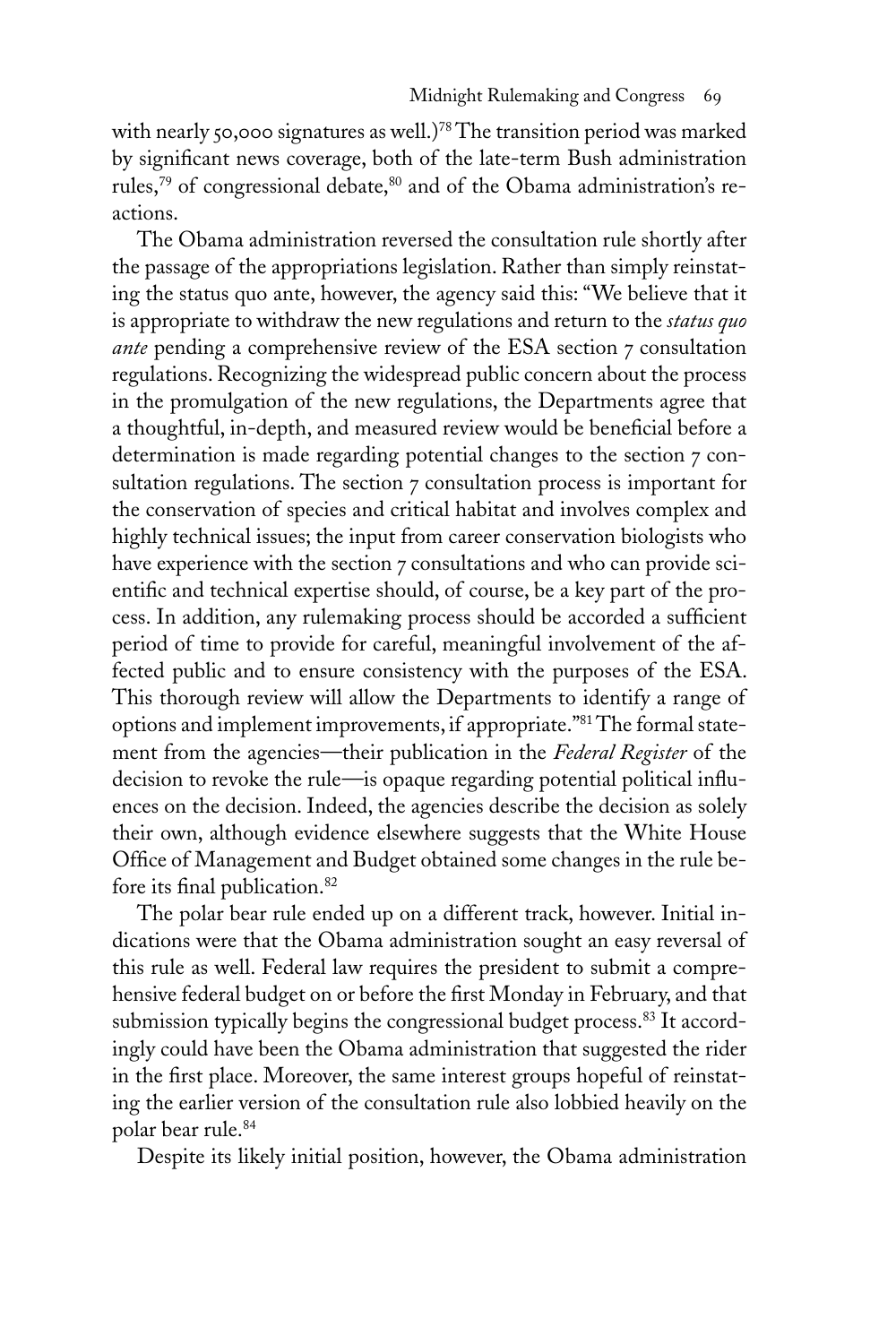with nearly 50,000 signatures as well.)[78] The transition period was marked by significant news coverage, both of the late-term Bush administration rules,[79] of congressional debate,[80] and of the Obama administration's reactions.

The Obama administration reversed the consultation rule shortly after the passage of the appropriations legislation. Rather than simply reinstating the status quo ante, however, the agency said this: "We believe that it is appropriate to withdraw the new regulations and return to the *status quo ante* pending a comprehensive review of the ESA section 7 consultation regulations. Recognizing the widespread public concern about the process in the promulgation of the new regulations, the Departments agree that a thoughtful, in-depth, and measured review would be beneficial before a determination is made regarding potential changes to the section 7 consultation regulations. The section 7 consultation process is important for the conservation of species and critical habitat and involves complex and highly technical issues; the input from career conservation biologists who have experience with the section 7 consultations and who can provide scientific and technical expertise should, of course, be a key part of the process. In addition, any rulemaking process should be accorded a sufficient period of time to provide for careful, meaningful involvement of the affected public and to ensure consistency with the purposes of the ESA. This thorough review will allow the Departments to identify a range of options and implement improvements, if appropriate."[81] The formal statement from the agencies—their publication in the *Federal Register* of the decision to revoke the rule—is opaque regarding potential political influences on the decision. Indeed, the agencies describe the decision as solely their own, although evidence elsewhere suggests that the White House Office of Management and Budget obtained some changes in the rule before its final publication.[82]

The polar bear rule ended up on a different track, however. Initial indications were that the Obama administration sought an easy reversal of this rule as well. Federal law requires the president to submit a comprehensive federal budget on or before the first Monday in February, and that submission typically begins the congressional budget process.[83] It accordingly could have been the Obama administration that suggested the rider in the first place. Moreover, the same interest groups hopeful of reinstating the earlier version of the consultation rule also lobbied heavily on the polar bear rule.[84]

Despite its likely initial position, however, the Obama administration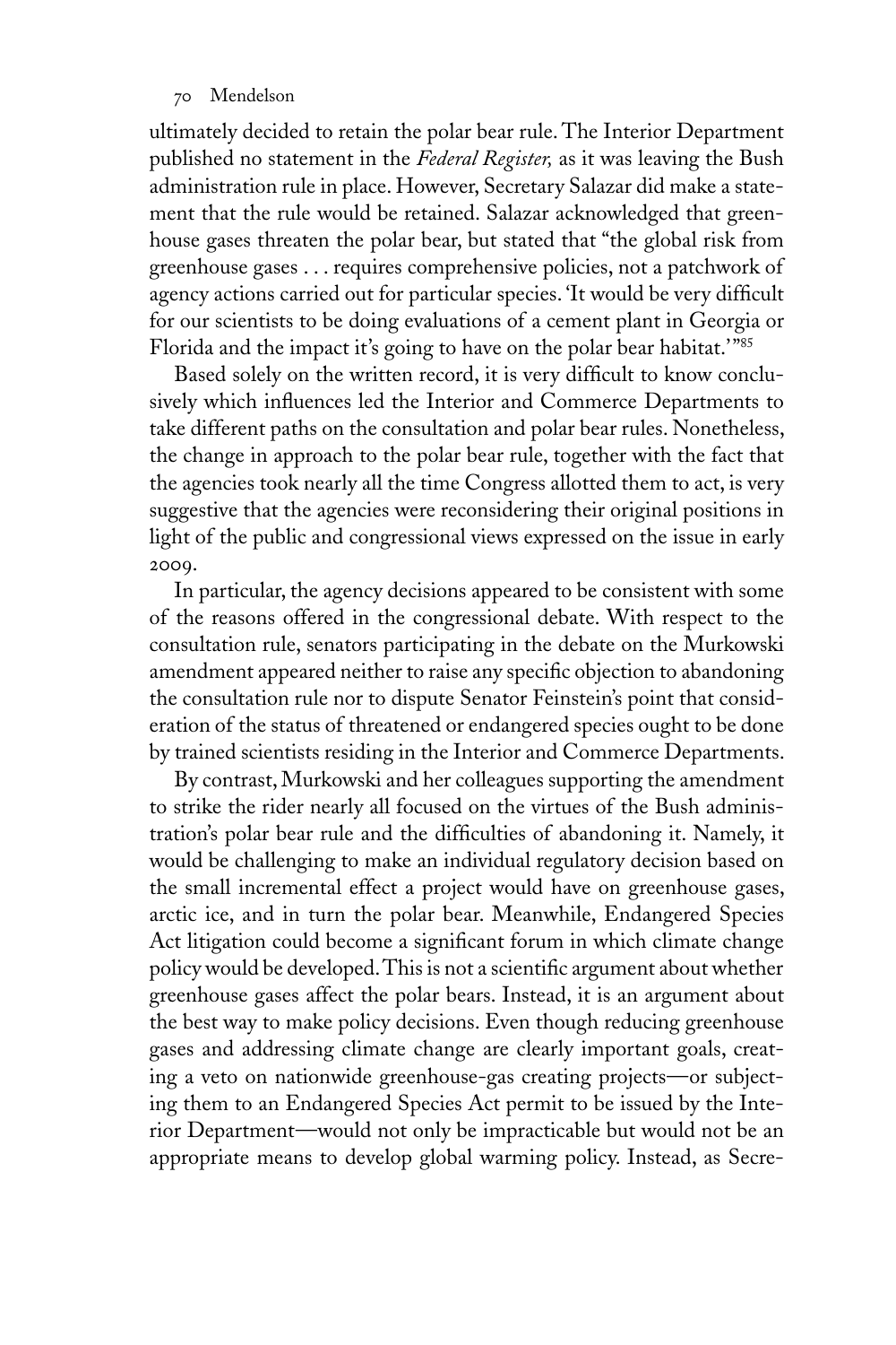ultimately decided to retain the polar bear rule. The Interior Department published no statement in the *Federal Register,* as it was leaving the Bush administration rule in place. However, Secretary Salazar did make a statement that the rule would be retained. Salazar acknowledged that greenhouse gases threaten the polar bear, but stated that "the global risk from greenhouse gases . . . requires comprehensive policies, not a patchwork of agency actions carried out for particular species. 'It would be very difficult for our scientists to be doing evaluations of a cement plant in Georgia or Florida and the impact it's going to have on the polar bear habitat.'"[85]

Based solely on the written record, it is very difficult to know conclusively which influences led the Interior and Commerce Departments to take different paths on the consultation and polar bear rules. Nonetheless, the change in approach to the polar bear rule, together with the fact that the agencies took nearly all the time Congress allotted them to act, is very suggestive that the agencies were reconsidering their original positions in light of the public and congressional views expressed on the issue in early 2009.

In particular, the agency decisions appeared to be consistent with some of the reasons offered in the congressional debate. With respect to the consultation rule, senators participating in the debate on the Murkowski amendment appeared neither to raise any specific objection to abandoning the consultation rule nor to dispute Senator Feinstein's point that consideration of the status of threatened or endangered species ought to be done by trained scientists residing in the Interior and Commerce Departments.

By contrast, Murkowski and her colleagues supporting the amendment to strike the rider nearly all focused on the virtues of the Bush administration's polar bear rule and the difficulties of abandoning it. Namely, it would be challenging to make an individual regulatory decision based on the small incremental effect a project would have on greenhouse gases, arctic ice, and in turn the polar bear. Meanwhile, Endangered Species Act litigation could become a significant forum in which climate change policy would be developed. This is not a scientific argument about whether greenhouse gases affect the polar bears. Instead, it is an argument about the best way to make policy decisions. Even though reducing greenhouse gases and addressing climate change are clearly important goals, creating a veto on nationwide greenhouse-gas creating projects—or subjecting them to an Endangered Species Act permit to be issued by the Interior Department—would not only be impracticable but would not be an appropriate means to develop global warming policy. Instead, as Secre-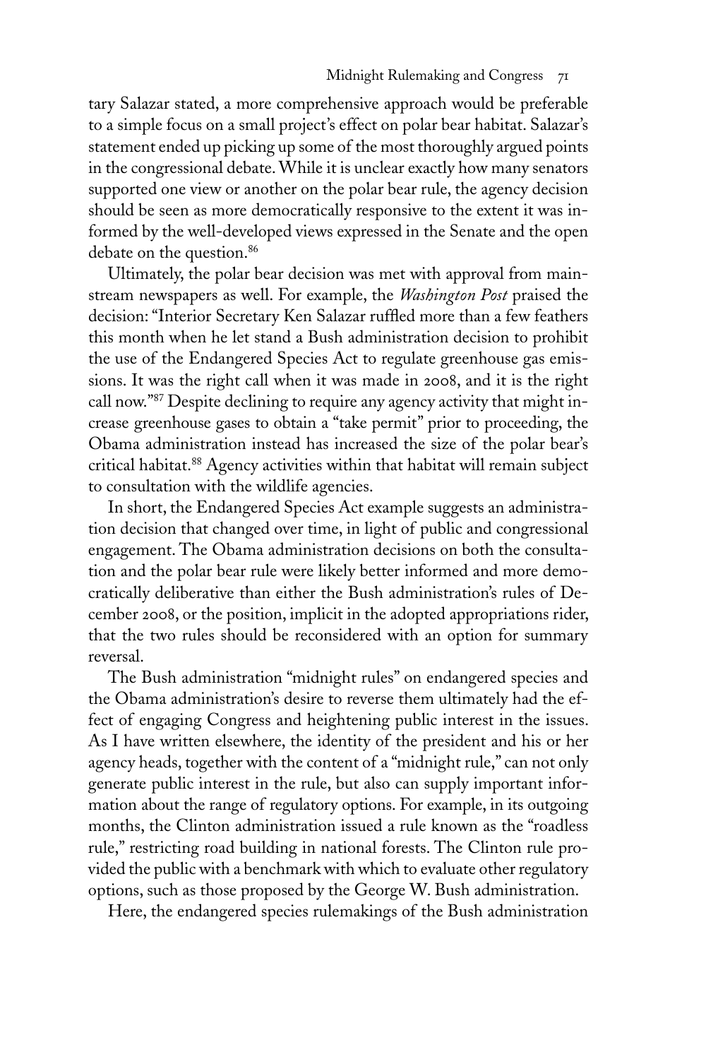tary Salazar stated, a more comprehensive approach would be preferable to a simple focus on a small project's effect on polar bear habitat. Salazar's statement ended up picking up some of the most thoroughly argued points in the congressional debate. While it is unclear exactly how many senators supported one view or another on the polar bear rule, the agency decision should be seen as more democratically responsive to the extent it was informed by the well-developed views expressed in the Senate and the open debate on the question.[86]

Ultimately, the polar bear decision was met with approval from mainstream newspapers as well. For example, the *Washington Post* praised the decision: "Interior Secretary Ken Salazar ruffled more than a few feathers this month when he let stand a Bush administration decision to prohibit the use of the Endangered Species Act to regulate greenhouse gas emissions. It was the right call when it was made in 2008, and it is the right call now."[87] Despite declining to require any agency activity that might increase greenhouse gases to obtain a "take permit" prior to proceeding, the Obama administration instead has increased the size of the polar bear's critical habitat.[88] Agency activities within that habitat will remain subject to consultation with the wildlife agencies.

In short, the Endangered Species Act example suggests an administration decision that changed over time, in light of public and congressional engagement. The Obama administration decisions on both the consultation and the polar bear rule were likely better informed and more democratically deliberative than either the Bush administration's rules of December 2008, or the position, implicit in the adopted appropriations rider, that the two rules should be reconsidered with an option for summary reversal.

The Bush administration "midnight rules" on endangered species and the Obama administration's desire to reverse them ultimately had the effect of engaging Congress and heightening public interest in the issues. As I have written elsewhere, the identity of the president and his or her agency heads, together with the content of a "midnight rule," can not only generate public interest in the rule, but also can supply important information about the range of regulatory options. For example, in its outgoing months, the Clinton administration issued a rule known as the "roadless rule," restricting road building in national forests. The Clinton rule provided the public with a benchmark with which to evaluate other regulatory options, such as those proposed by the George W. Bush administration.

Here, the endangered species rulemakings of the Bush administration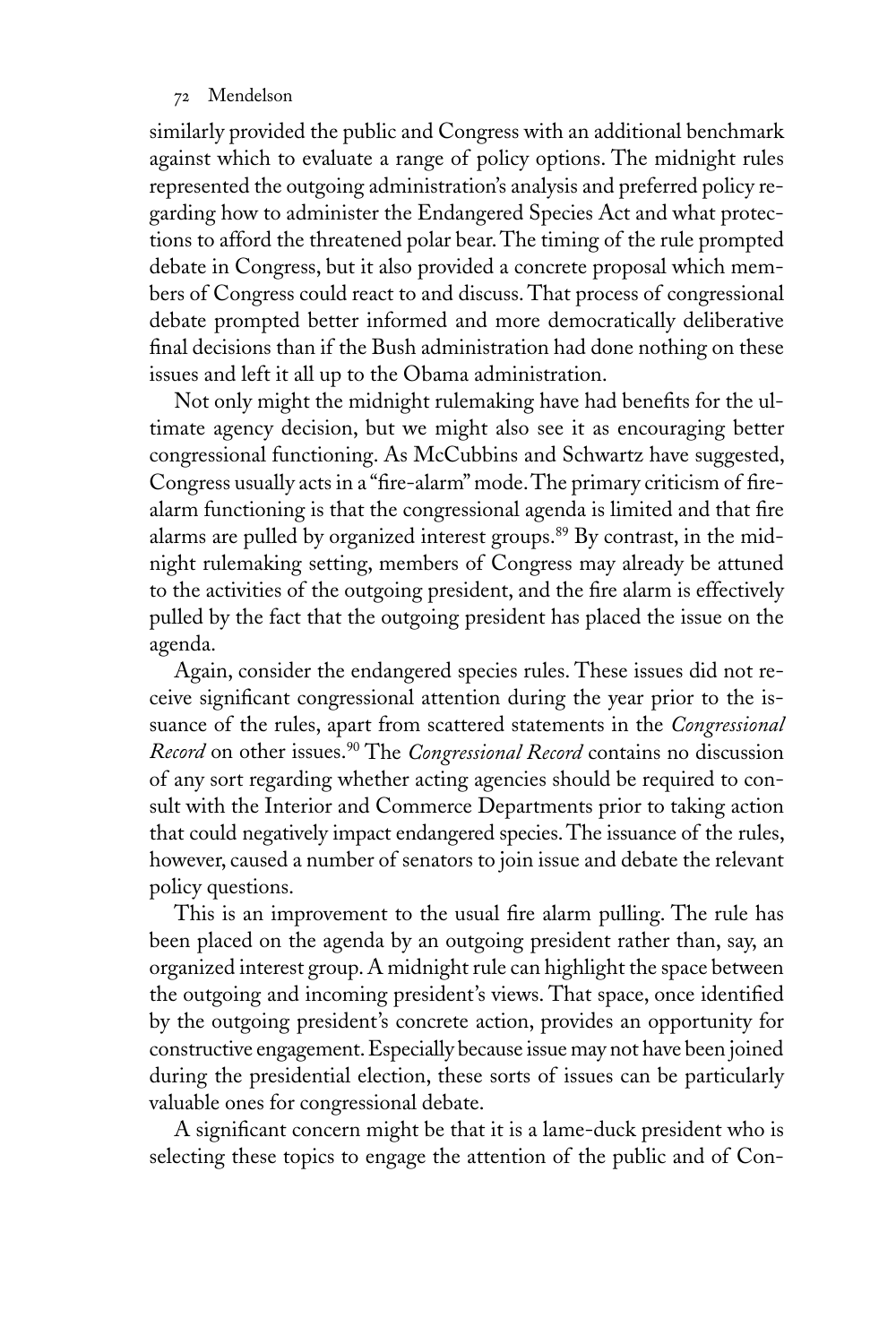similarly provided the public and Congress with an additional benchmark against which to evaluate a range of policy options. The midnight rules represented the outgoing administration's analysis and preferred policy regarding how to administer the Endangered Species Act and what protections to afford the threatened polar bear. The timing of the rule prompted debate in Congress, but it also provided a concrete proposal which members of Congress could react to and discuss. That process of congressional debate prompted better informed and more democratically deliberative final decisions than if the Bush administration had done nothing on these issues and left it all up to the Obama administration.

Not only might the midnight rulemaking have had benefits for the ultimate agency decision, but we might also see it as encouraging better congressional functioning. As McCubbins and Schwartz have suggested, Congress usually acts in a "fire-alarm" mode. The primary criticism of fire-alarm functioning is that the congressional agenda is limited and that fire alarms are pulled by organized interest groups.[89] By contrast, in the midnight rulemaking setting, members of Congress may already be attuned to the activities of the outgoing president, and the fire alarm is effectively pulled by the fact that the outgoing president has placed the issue on the agenda.

Again, consider the endangered species rules. These issues did not receive significant congressional attention during the year prior to the issuance of the rules, apart from scattered statements in the *Congressional Record* on other issues.[90] The *Congressional Record* contains no discussion of any sort regarding whether acting agencies should be required to consult with the Interior and Commerce Departments prior to taking action that could negatively impact endangered species. The issuance of the rules, however, caused a number of senators to join issue and debate the relevant policy questions.

This is an improvement to the usual fire alarm pulling. The rule has been placed on the agenda by an outgoing president rather than, say, an organized interest group. A midnight rule can highlight the space between the outgoing and incoming president's views. That space, once identified by the outgoing president's concrete action, provides an opportunity for constructive engagement. Especially because issue may not have been joined during the presidential election, these sorts of issues can be particularly valuable ones for congressional debate.

A significant concern might be that it is a lame-duck president who is selecting these topics to engage the attention of the public and of Con-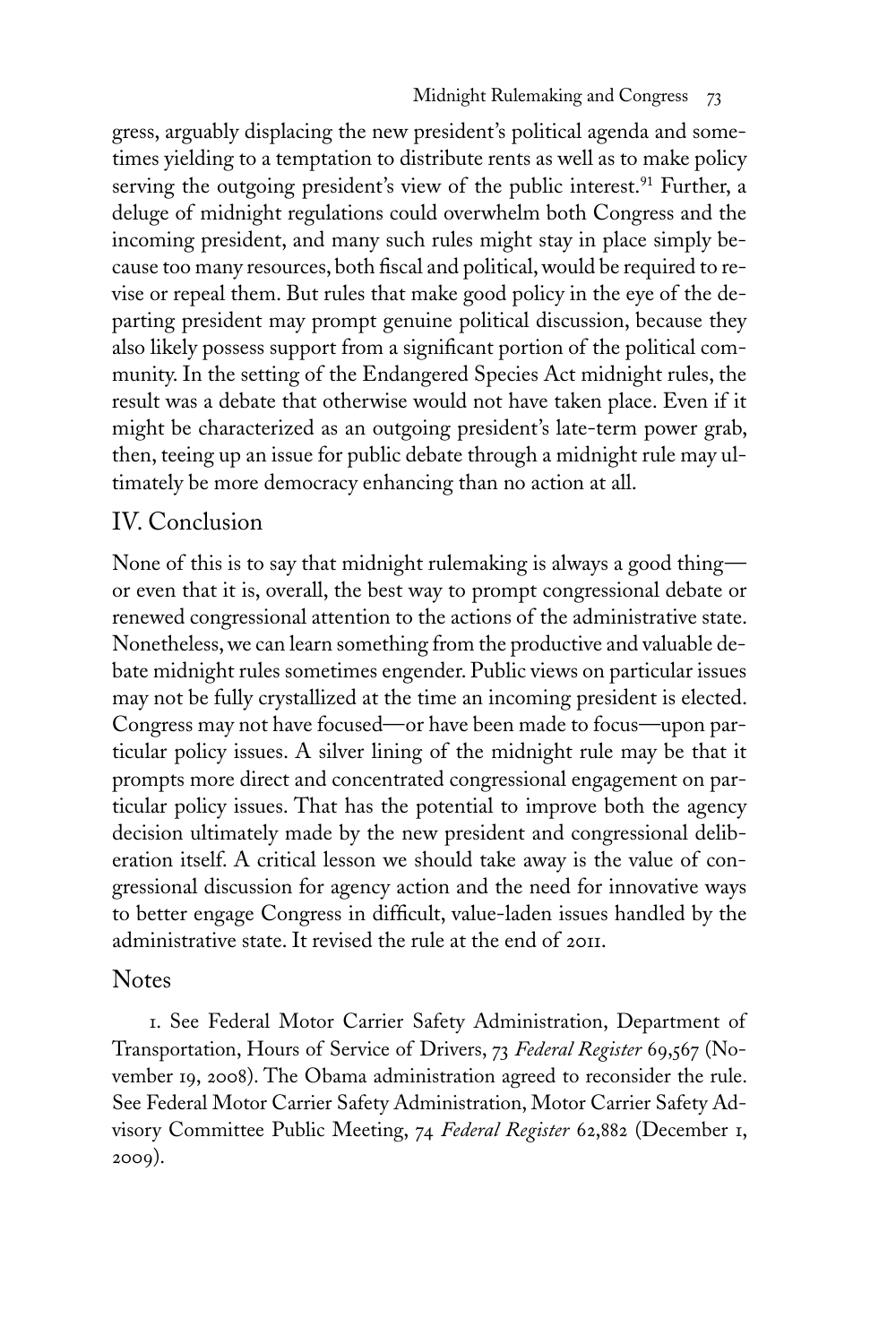gress, arguably displacing the new president's political agenda and sometimes yielding to a temptation to distribute rents as well as to make policy serving the outgoing president's view of the public interest.[91] Further, a deluge of midnight regulations could overwhelm both Congress and the incoming president, and many such rules might stay in place simply because too many resources, both fiscal and political, would be required to revise or repeal them. But rules that make good policy in the eye of the departing president may prompt genuine political discussion, because they also likely possess support from a significant portion of the political community. In the setting of the Endangered Species Act midnight rules, the result was a debate that otherwise would not have taken place. Even if it might be characterized as an outgoing president's late-term power grab, then, teeing up an issue for public debate through a midnight rule may ultimately be more democracy enhancing than no action at all.

## IV. Conclusion

None of this is to say that midnight rulemaking is always a good thing—or even that it is, overall, the best way to prompt congressional debate or renewed congressional attention to the actions of the administrative state. Nonetheless, we can learn something from the productive and valuable debate midnight rules sometimes engender. Public views on particular issues may not be fully crystallized at the time an incoming president is elected. Congress may not have focused—or have been made to focus—upon particular policy issues. A silver lining of the midnight rule may be that it prompts more direct and concentrated congressional engagement on particular policy issues. That has the potential to improve both the agency decision ultimately made by the new president and congressional deliberation itself. A critical lesson we should take away is the value of congressional discussion for agency action and the need for innovative ways to better engage Congress in difficult, value-laden issues handled by the administrative state. It revised the rule at the end of 2011.

## Notes

1. See Federal Motor Carrier Safety Administration, Department of Transportation, Hours of Service of Drivers, 73 *Federal Register* 69,567 (November 19, 2008). The Obama administration agreed to reconsider the rule. See Federal Motor Carrier Safety Administration, Motor Carrier Safety Advisory Committee Public Meeting, 74 *Federal Register* 62,882 (December 1, 2009).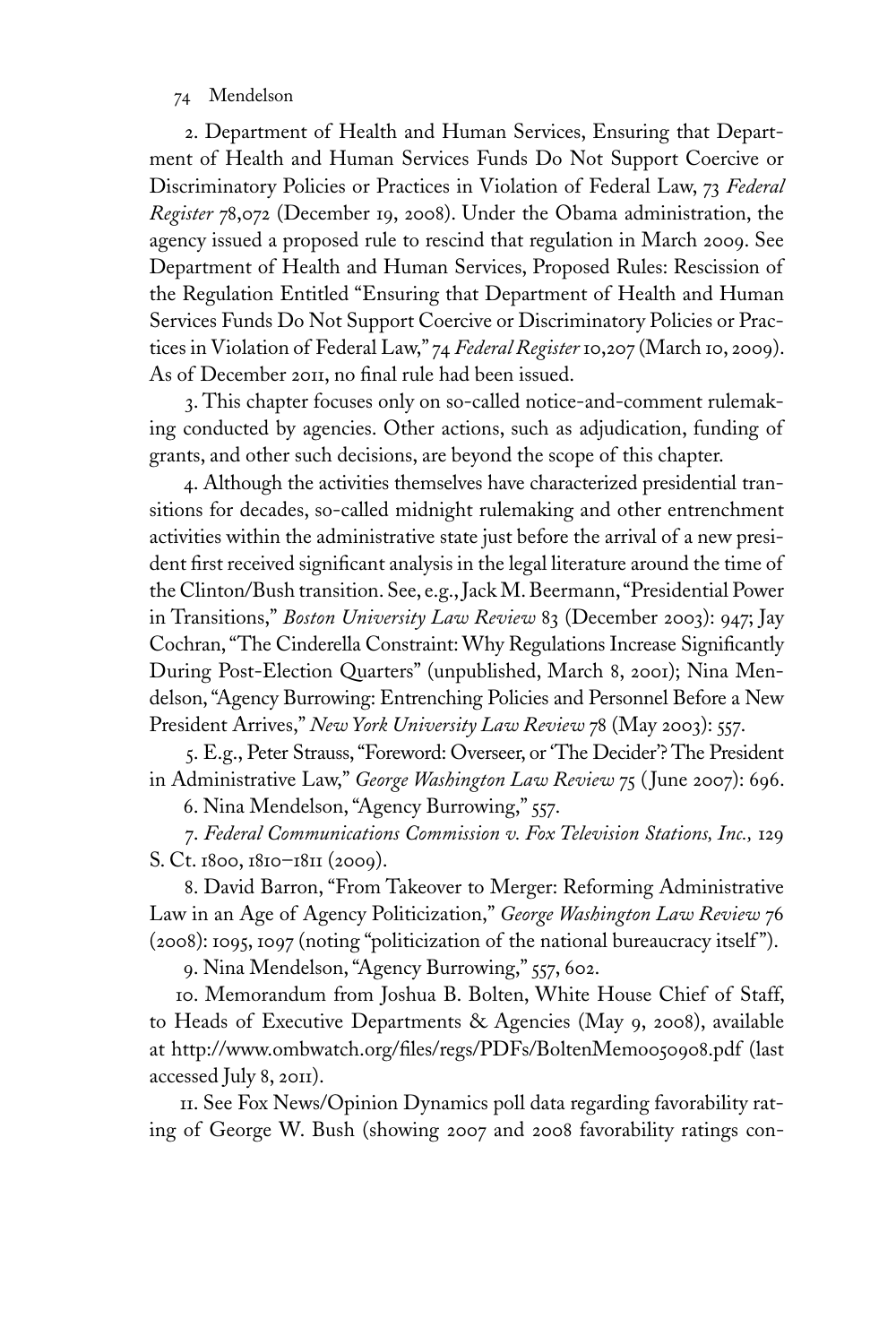2. Department of Health and Human Services, Ensuring that Department of Health and Human Services Funds Do Not Support Coercive or Discriminatory Policies or Practices in Violation of Federal Law, 73 *Federal Register* 78,072 (December 19, 2008). Under the Obama administration, the agency issued a proposed rule to rescind that regulation in March 2009. See Department of Health and Human Services, Proposed Rules: Rescission of the Regulation Entitled "Ensuring that Department of Health and Human Services Funds Do Not Support Coercive or Discriminatory Policies or Practices in Violation of Federal Law," 74 *Federal Register* 10,207 (March 10, 2009). As of December 2011, no final rule had been issued.

3. This chapter focuses only on so-called notice-and-comment rulemaking conducted by agencies. Other actions, such as adjudication, funding of grants, and other such decisions, are beyond the scope of this chapter.

4. Although the activities themselves have characterized presidential transitions for decades, so-called midnight rulemaking and other entrenchment activities within the administrative state just before the arrival of a new president first received significant analysis in the legal literature around the time of the Clinton/Bush transition. See, e.g., Jack M. Beermann, "Presidential Power in Transitions," *Boston University Law Review* 83 (December 2003): 947; Jay Cochran, "The Cinderella Constraint: Why Regulations Increase Significantly During Post-Election Quarters" (unpublished, March 8, 2001); Nina Mendelson, "Agency Burrowing: Entrenching Policies and Personnel Before a New President Arrives," *New York University Law Review* 78 (May 2003): 557.

5. E.g., Peter Strauss, "Foreword: Overseer, or 'The Decider'? The President in Administrative Law," *George Washington Law Review* 75 (June 2007): 696.

6. Nina Mendelson, "Agency Burrowing," 557.

7. *Federal Communications Commission v. Fox Television Stations, Inc.,* 129 S. Ct. 1800, 1810–1811 (2009).

8. David Barron, "From Takeover to Merger: Reforming Administrative Law in an Age of Agency Politicization," *George Washington Law Review* 76 (2008): 1095, 1097 (noting "politicization of the national bureaucracy itself").

9. Nina Mendelson, "Agency Burrowing," 557, 602.

10. Memorandum from Joshua B. Bolten, White House Chief of Staff, to Heads of Executive Departments & Agencies (May 9, 2008), available at http://www.ombwatch.org/files/regs/PDFs/BoltenMemo050908.pdf (last accessed July 8, 2011).

11. See Fox News/Opinion Dynamics poll data regarding favorability rating of George W. Bush (showing 2007 and 2008 favorability ratings con-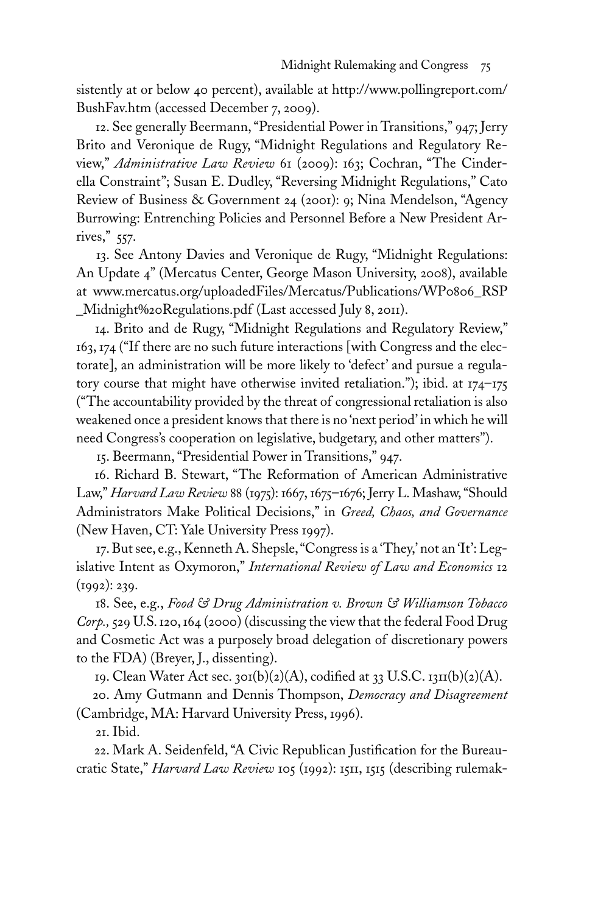sistently at or below 40 percent), available at http://www.pollingreport.com/BushFav.htm (accessed December 7, 2009).

12. See generally Beermann, "Presidential Power in Transitions," 947; Jerry Brito and Veronique de Rugy, "Midnight Regulations and Regulatory Review," *Administrative Law Review* 61 (2009): 163; Cochran, "The Cinderella Constraint"; Susan E. Dudley, "Reversing Midnight Regulations," Cato Review of Business & Government 24 (2001): 9; Nina Mendelson, "Agency Burrowing: Entrenching Policies and Personnel Before a New President Arrives," 557.

13. See Antony Davies and Veronique de Rugy, "Midnight Regulations: An Update 4" (Mercatus Center, George Mason University, 2008), available at www.mercatus.org/uploadedFiles/Mercatus/Publications/WP0806_RSP_Midnight%20Regulations.pdf (Last accessed July 8, 2011).

14. Brito and de Rugy, "Midnight Regulations and Regulatory Review," 163, 174 ("If there are no such future interactions [with Congress and the electorate], an administration will be more likely to 'defect' and pursue a regulatory course that might have otherwise invited retaliation."); ibid. at 174–175 ("The accountability provided by the threat of congressional retaliation is also weakened once a president knows that there is no 'next period' in which he will need Congress's cooperation on legislative, budgetary, and other matters").

15. Beermann, "Presidential Power in Transitions," 947.

16. Richard B. Stewart, "The Reformation of American Administrative Law," *Harvard Law Review* 88 (1975): 1667, 1675–1676; Jerry L. Mashaw, "Should Administrators Make Political Decisions," in *Greed, Chaos, and Governance* (New Haven, CT: Yale University Press 1997).

17. But see, e.g., Kenneth A. Shepsle, "Congress is a 'They,' not an 'It': Legislative Intent as Oxymoron," *International Review of Law and Economics* 12 (1992): 239.

18. See, e.g., *Food & Drug Administration v. Brown & Williamson Tobacco Corp.,* 529 U.S. 120, 164 (2000) (discussing the view that the federal Food Drug and Cosmetic Act was a purposely broad delegation of discretionary powers to the FDA) (Breyer, J., dissenting).

19. Clean Water Act sec. 301(b)(2)(A), codified at 33 U.S.C. 1311(b)(2)(A).

20. Amy Gutmann and Dennis Thompson, *Democracy and Disagreement* (Cambridge, MA: Harvard University Press, 1996).

21. Ibid.

22. Mark A. Seidenfeld, "A Civic Republican Justification for the Bureaucratic State," *Harvard Law Review* 105 (1992): 1511, 1515 (describing rulemak-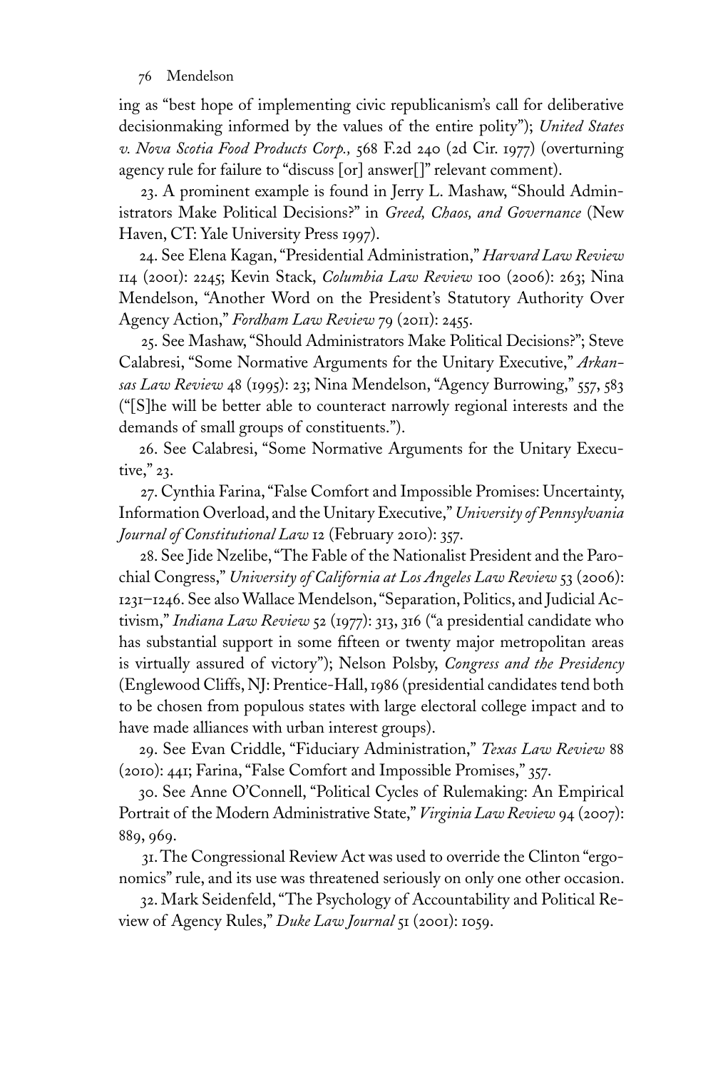ing as "best hope of implementing civic republicanism's call for deliberative decisionmaking informed by the values of the entire polity"); *United States v. Nova Scotia Food Products Corp.,* 568 F.2d 240 (2d Cir. 1977) (overturning agency rule for failure to "discuss [or] answer[]" relevant comment).

23. A prominent example is found in Jerry L. Mashaw, "Should Administrators Make Political Decisions?" in *Greed, Chaos, and Governance* (New Haven, CT: Yale University Press 1997).

24. See Elena Kagan, "Presidential Administration," *Harvard Law Review* 114 (2001): 2245; Kevin Stack, *Columbia Law Review* 100 (2006): 263; Nina Mendelson, "Another Word on the President's Statutory Authority Over Agency Action," *Fordham Law Review* 79 (2011): 2455.

25. See Mashaw, "Should Administrators Make Political Decisions?"; Steve Calabresi, "Some Normative Arguments for the Unitary Executive," *Arkansas Law Review* 48 (1995): 23; Nina Mendelson, "Agency Burrowing," 557, 583 ("[S]he will be better able to counteract narrowly regional interests and the demands of small groups of constituents.").

26. See Calabresi, "Some Normative Arguments for the Unitary Executive," 23.

27. Cynthia Farina, "False Comfort and Impossible Promises: Uncertainty, Information Overload, and the Unitary Executive," *University of Pennsylvania Journal of Constitutional Law* 12 (February 2010): 357.

28. See Jide Nzelibe, "The Fable of the Nationalist President and the Parochial Congress," *University of California at Los Angeles Law Review* 53 (2006): 1231–1246. See also Wallace Mendelson, "Separation, Politics, and Judicial Activism," *Indiana Law Review* 52 (1977): 313, 316 ("a presidential candidate who has substantial support in some fifteen or twenty major metropolitan areas is virtually assured of victory"); Nelson Polsby, *Congress and the Presidency* (Englewood Cliffs, NJ: Prentice-Hall, 1986 (presidential candidates tend both to be chosen from populous states with large electoral college impact and to have made alliances with urban interest groups).

29. See Evan Criddle, "Fiduciary Administration," *Texas Law Review* 88 (2010): 441; Farina, "False Comfort and Impossible Promises," 357.

30. See Anne O'Connell, "Political Cycles of Rulemaking: An Empirical Portrait of the Modern Administrative State," *Virginia Law Review* 94 (2007): 889, 969.

31. The Congressional Review Act was used to override the Clinton "ergonomics" rule, and its use was threatened seriously on only one other occasion.

32. Mark Seidenfeld, "The Psychology of Accountability and Political Review of Agency Rules," *Duke Law Journal* 51 (2001): 1059.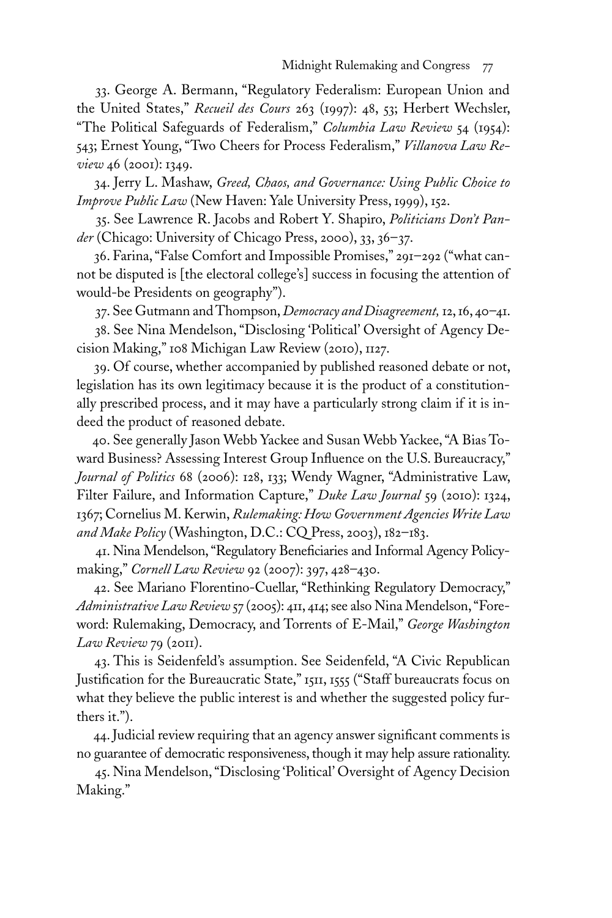33. George A. Bermann, "Regulatory Federalism: European Union and the United States," *Recueil des Cours* 263 (1997): 48, 53; Herbert Wechsler, "The Political Safeguards of Federalism," *Columbia Law Review* 54 (1954): 543; Ernest Young, "Two Cheers for Process Federalism," *Villanova Law Review* 46 (2001): 1349.

34. Jerry L. Mashaw, *Greed, Chaos, and Governance: Using Public Choice to Improve Public Law* (New Haven: Yale University Press, 1999), 152.

35. See Lawrence R. Jacobs and Robert Y. Shapiro, *Politicians Don't Pander* (Chicago: University of Chicago Press, 2000), 33, 36–37.

36. Farina, "False Comfort and Impossible Promises," 291–292 ("what cannot be disputed is [the electoral college's] success in focusing the attention of would-be Presidents on geography").

37. See Gutmann and Thompson, *Democracy and Disagreement,* 12, 16, 40–41.

38. See Nina Mendelson, "Disclosing 'Political' Oversight of Agency Decision Making," 108 Michigan Law Review (2010), 1127.

39. Of course, whether accompanied by published reasoned debate or not, legislation has its own legitimacy because it is the product of a constitutionally prescribed process, and it may have a particularly strong claim if it is indeed the product of reasoned debate.

40. See generally Jason Webb Yackee and Susan Webb Yackee, "A Bias Toward Business? Assessing Interest Group Influence on the U.S. Bureaucracy," *Journal of Politics* 68 (2006): 128, 133; Wendy Wagner, "Administrative Law, Filter Failure, and Information Capture," *Duke Law Journal* 59 (2010): 1324, 1367; Cornelius M. Kerwin, *Rulemaking: How Government Agencies Write Law and Make Policy* (Washington, D.C.: CQ Press, 2003), 182–183.

41. Nina Mendelson, "Regulatory Beneficiaries and Informal Agency Policymaking," *Cornell Law Review* 92 (2007): 397, 428–430.

42. See Mariano Florentino-Cuellar, "Rethinking Regulatory Democracy," *Administrative Law Review* 57 (2005): 411, 414; see also Nina Mendelson, "Foreword: Rulemaking, Democracy, and Torrents of E-Mail," *George Washington Law Review* 79 (2011).

43. This is Seidenfeld's assumption. See Seidenfeld, "A Civic Republican Justification for the Bureaucratic State," 1511, 1555 ("Staff bureaucrats focus on what they believe the public interest is and whether the suggested policy furthers it.").

44. Judicial review requiring that an agency answer significant comments is no guarantee of democratic responsiveness, though it may help assure rationality.

45. Nina Mendelson, "Disclosing 'Political' Oversight of Agency Decision Making."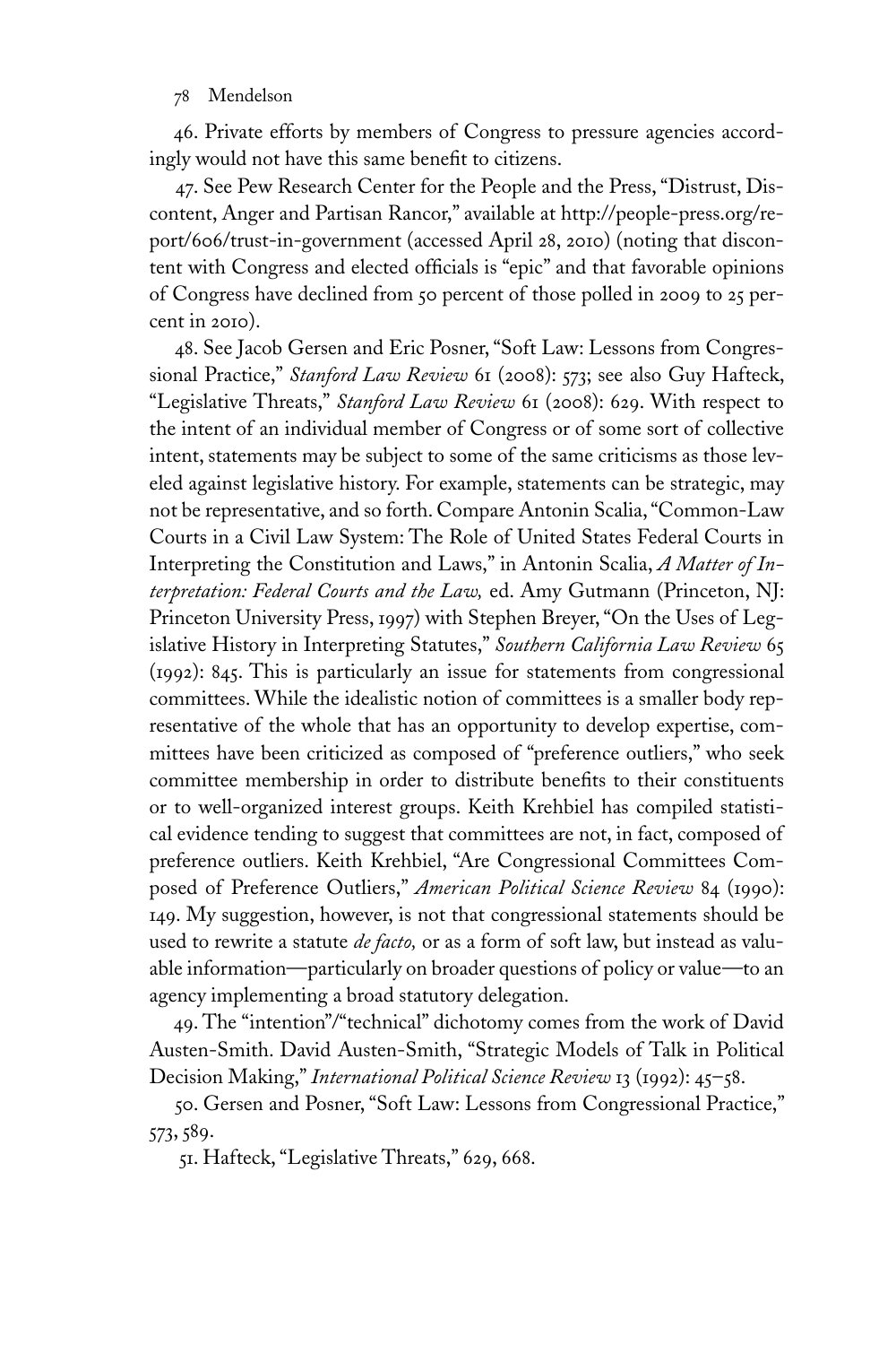46. Private efforts by members of Congress to pressure agencies accordingly would not have this same benefit to citizens.

47. See Pew Research Center for the People and the Press, "Distrust, Discontent, Anger and Partisan Rancor," available at http://people-press.org/report/606/trust-in-government (accessed April 28, 2010) (noting that discontent with Congress and elected officials is "epic" and that favorable opinions of Congress have declined from 50 percent of those polled in 2009 to 25 percent in 2010).

48. See Jacob Gersen and Eric Posner, "Soft Law: Lessons from Congressional Practice," *Stanford Law Review* 61 (2008): 573; see also Guy Hafteck, "Legislative Threats," *Stanford Law Review* 61 (2008): 629. With respect to the intent of an individual member of Congress or of some sort of collective intent, statements may be subject to some of the same criticisms as those leveled against legislative history. For example, statements can be strategic, may not be representative, and so forth. Compare Antonin Scalia, "Common-Law Courts in a Civil Law System: The Role of United States Federal Courts in Interpreting the Constitution and Laws," in Antonin Scalia, *A Matter of Interpretation: Federal Courts and the Law,* ed. Amy Gutmann (Princeton, NJ: Princeton University Press, 1997) with Stephen Breyer, "On the Uses of Legislative History in Interpreting Statutes," *Southern California Law Review* 65 (1992): 845. This is particularly an issue for statements from congressional committees. While the idealistic notion of committees is a smaller body representative of the whole that has an opportunity to develop expertise, committees have been criticized as composed of "preference outliers," who seek committee membership in order to distribute benefits to their constituents or to well-organized interest groups. Keith Krehbiel has compiled statistical evidence tending to suggest that committees are not, in fact, composed of preference outliers. Keith Krehbiel, "Are Congressional Committees Composed of Preference Outliers," *American Political Science Review* 84 (1990): 149. My suggestion, however, is not that congressional statements should be used to rewrite a statute *de facto,* or as a form of soft law, but instead as valuable information—particularly on broader questions of policy or value—to an agency implementing a broad statutory delegation.

49. The "intention"/"technical" dichotomy comes from the work of David Austen-Smith. David Austen-Smith, "Strategic Models of Talk in Political Decision Making," *International Political Science Review* 13 (1992): 45–58.

50. Gersen and Posner, "Soft Law: Lessons from Congressional Practice," 573, 589.

51. Hafteck, "Legislative Threats," 629, 668.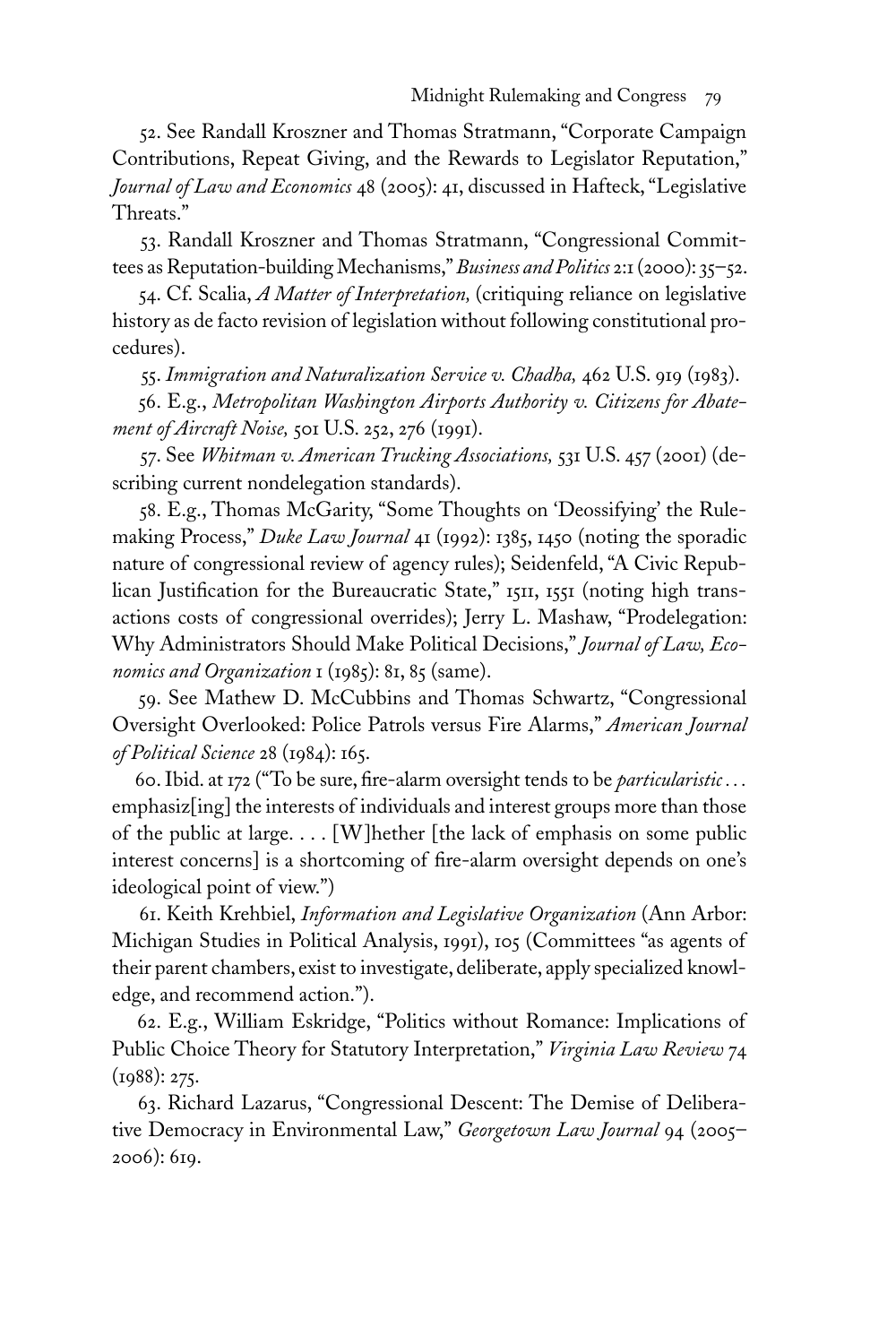52. See Randall Kroszner and Thomas Stratmann, "Corporate Campaign Contributions, Repeat Giving, and the Rewards to Legislator Reputation," *Journal of Law and Economics* 48 (2005): 41, discussed in Hafteck, "Legislative Threats."

53. Randall Kroszner and Thomas Stratmann, "Congressional Committees as Reputation-building Mechanisms," *Business and Politics* 2:1 (2000): 35–52.

54. Cf. Scalia, *A Matter of Interpretation,* (critiquing reliance on legislative history as de facto revision of legislation without following constitutional procedures).

55. *Immigration and Naturalization Service v. Chadha,* 462 U.S. 919 (1983).

56. E.g., *Metropolitan Washington Airports Authority v. Citizens for Abatement of Aircraft Noise,* 501 U.S. 252, 276 (1991).

57. See *Whitman v. American Trucking Associations,* 531 U.S. 457 (2001) (describing current nondelegation standards).

58. E.g., Thomas McGarity, "Some Thoughts on 'Deossifying' the Rulemaking Process," *Duke Law Journal* 41 (1992): 1385, 1450 (noting the sporadic nature of congressional review of agency rules); Seidenfeld, "A Civic Republican Justification for the Bureaucratic State," 1511, 1551 (noting high transactions costs of congressional overrides); Jerry L. Mashaw, "Prodelegation: Why Administrators Should Make Political Decisions," *Journal of Law, Economics and Organization* 1 (1985): 81, 85 (same).

59. See Mathew D. McCubbins and Thomas Schwartz, "Congressional Oversight Overlooked: Police Patrols versus Fire Alarms," *American Journal of Political Science* 28 (1984): 165.

60. Ibid. at 172 ("To be sure, fire-alarm oversight tends to be *particularistic* . . . emphasiz[ing] the interests of individuals and interest groups more than those of the public at large. . . . [W]hether [the lack of emphasis on some public interest concerns] is a shortcoming of fire-alarm oversight depends on one's ideological point of view.")

61. Keith Krehbiel, *Information and Legislative Organization* (Ann Arbor: Michigan Studies in Political Analysis, 1991), 105 (Committees "as agents of their parent chambers, exist to investigate, deliberate, apply specialized knowledge, and recommend action.").

62. E.g., William Eskridge, "Politics without Romance: Implications of Public Choice Theory for Statutory Interpretation," *Virginia Law Review* 74 (1988): 275.

63. Richard Lazarus, "Congressional Descent: The Demise of Deliberative Democracy in Environmental Law," *Georgetown Law Journal* 94 (2005–2006): 619.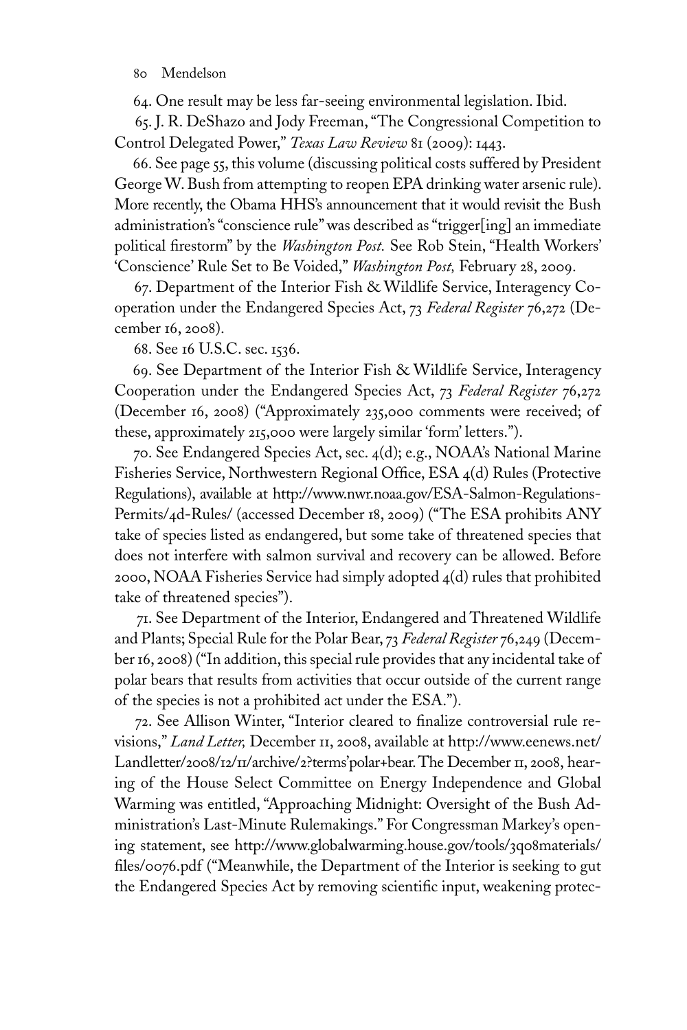64. One result may be less far-seeing environmental legislation. Ibid.

65. J. R. DeShazo and Jody Freeman, "The Congressional Competition to Control Delegated Power," *Texas Law Review* 81 (2009): 1443.

66. See page 55, this volume (discussing political costs suffered by President George W. Bush from attempting to reopen EPA drinking water arsenic rule). More recently, the Obama HHS's announcement that it would revisit the Bush administration's "conscience rule" was described as "trigger[ing] an immediate political firestorm" by the *Washington Post.* See Rob Stein, "Health Workers' 'Conscience' Rule Set to Be Voided," *Washington Post,* February 28, 2009.

67. Department of the Interior Fish & Wildlife Service, Interagency Cooperation under the Endangered Species Act, 73 *Federal Register* 76,272 (December 16, 2008).

68. See 16 U.S.C. sec. 1536.

69. See Department of the Interior Fish & Wildlife Service, Interagency Cooperation under the Endangered Species Act, 73 *Federal Register* 76,272 (December 16, 2008) ("Approximately 235,000 comments were received; of these, approximately 215,000 were largely similar 'form' letters.").

70. See Endangered Species Act, sec. 4(d); e.g., NOAA's National Marine Fisheries Service, Northwestern Regional Office, ESA 4(d) Rules (Protective Regulations), available at http://www.nwr.noaa.gov/ESA-Salmon-Regulations-Permits/4d-Rules/ (accessed December 18, 2009) ("The ESA prohibits ANY take of species listed as endangered, but some take of threatened species that does not interfere with salmon survival and recovery can be allowed. Before 2000, NOAA Fisheries Service had simply adopted 4(d) rules that prohibited take of threatened species").

71. See Department of the Interior, Endangered and Threatened Wildlife and Plants; Special Rule for the Polar Bear, 73 *Federal Register* 76,249 (December 16, 2008) ("In addition, this special rule provides that any incidental take of polar bears that results from activities that occur outside of the current range of the species is not a prohibited act under the ESA.").

72. See Allison Winter, "Interior cleared to finalize controversial rule revisions," *Land Letter,* December 11, 2008, available at http://www.eenews.net/Landletter/2008/12/11/archive/2?terms'polar+bear. The December 11, 2008, hearing of the House Select Committee on Energy Independence and Global Warming was entitled, "Approaching Midnight: Oversight of the Bush Administration's Last-Minute Rulemakings." For Congressman Markey's opening statement, see http://www.globalwarming.house.gov/tools/3q08materials/files/0076.pdf ("Meanwhile, the Department of the Interior is seeking to gut the Endangered Species Act by removing scientific input, weakening protec-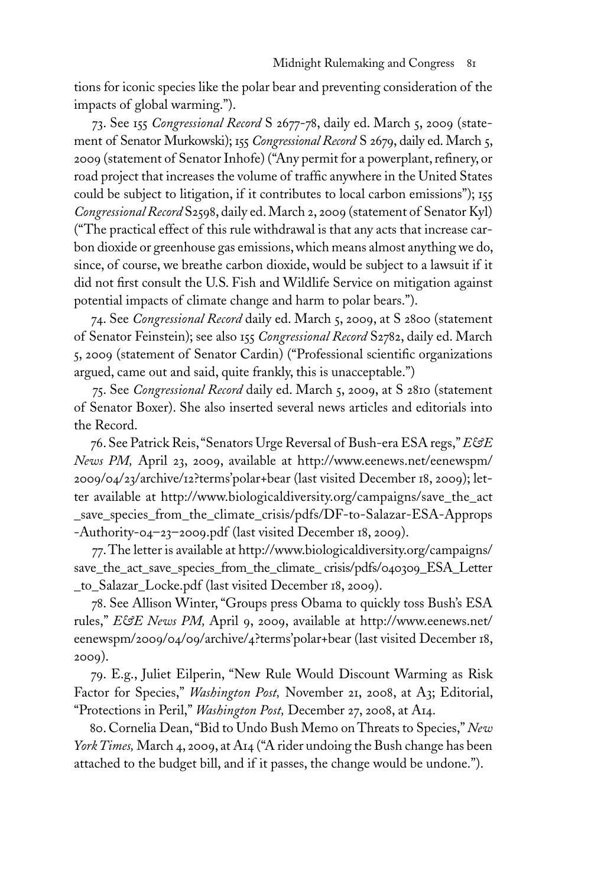tions for iconic species like the polar bear and preventing consideration of the impacts of global warming.").

73. See 155 *Congressional Record* S 2677-78, daily ed. March 5, 2009 (statement of Senator Murkowski); 155 *Congressional Record* S 2679, daily ed. March 5, 2009 (statement of Senator Inhofe) ("Any permit for a powerplant, refinery, or road project that increases the volume of traffic anywhere in the United States could be subject to litigation, if it contributes to local carbon emissions"); 155 *Congressional Record* S2598, daily ed. March 2, 2009 (statement of Senator Kyl) ("The practical effect of this rule withdrawal is that any acts that increase carbon dioxide or greenhouse gas emissions, which means almost anything we do, since, of course, we breathe carbon dioxide, would be subject to a lawsuit if it did not first consult the U.S. Fish and Wildlife Service on mitigation against potential impacts of climate change and harm to polar bears.").

74. See *Congressional Record* daily ed. March 5, 2009, at S 2800 (statement of Senator Feinstein); see also 155 *Congressional Record* S2782, daily ed. March 5, 2009 (statement of Senator Cardin) ("Professional scientific organizations argued, came out and said, quite frankly, this is unacceptable.")

75. See *Congressional Record* daily ed. March 5, 2009, at S 2810 (statement of Senator Boxer). She also inserted several news articles and editorials into the Record.

76. See Patrick Reis, "Senators Urge Reversal of Bush-era ESA regs," *E&E News PM,* April 23, 2009, available at http://www.eenews.net/eenewspm/2009/04/23/archive/12?terms'polar+bear (last visited December 18, 2009); letter available at http://www.biologicaldiversity.org/campaigns/save_the_act_save_species_from_the_climate_crisis/pdfs/DF-to-Salazar-ESA-Approps-Authority-04–23–2009.pdf (last visited December 18, 2009).

77. The letter is available at http://www.biologicaldiversity.org/campaigns/save_the_act_save_species_from_the_climate_ crisis/pdfs/040309_ESA_Letter_to_Salazar_Locke.pdf (last visited December 18, 2009).

78. See Allison Winter, "Groups press Obama to quickly toss Bush's ESA rules," *E&E News PM,* April 9, 2009, available at http://www.eenews.net/eenewspm/2009/04/09/archive/4?terms'polar+bear (last visited December 18, 2009).

79. E.g., Juliet Eilperin, "New Rule Would Discount Warming as Risk Factor for Species," *Washington Post,* November 21, 2008, at A3; Editorial, "Protections in Peril," *Washington Post,* December 27, 2008, at A14.

80. Cornelia Dean, "Bid to Undo Bush Memo on Threats to Species," *New York Times,* March 4, 2009, at A14 ("A rider undoing the Bush change has been attached to the budget bill, and if it passes, the change would be undone.").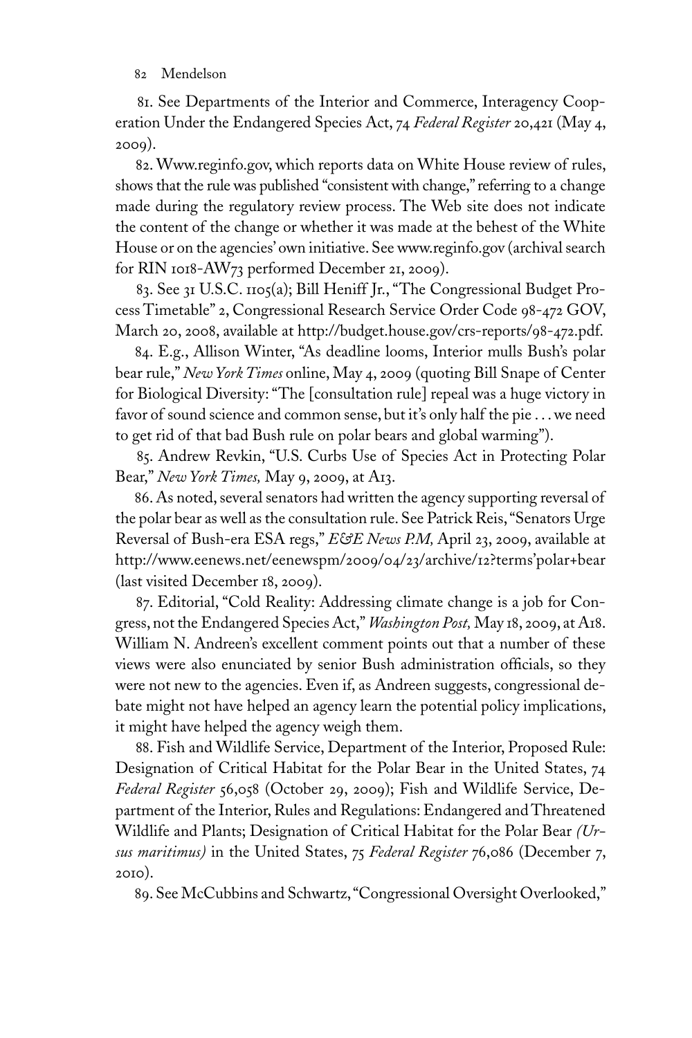81. See Departments of the Interior and Commerce, Interagency Cooperation Under the Endangered Species Act, 74 *Federal Register* 20,421 (May 4, 2009).

82. Www.reginfo.gov, which reports data on White House review of rules, shows that the rule was published "consistent with change," referring to a change made during the regulatory review process. The Web site does not indicate the content of the change or whether it was made at the behest of the White House or on the agencies' own initiative. See www.reginfo.gov (archival search for RIN 1018-AW73 performed December 21, 2009).

83. See 31 U.S.C. 1105(a); Bill Heniff Jr., "The Congressional Budget Process Timetable" 2, Congressional Research Service Order Code 98-472 GOV, March 20, 2008, available at http://budget.house.gov/crs-reports/98-472.pdf.

84. E.g., Allison Winter, "As deadline looms, Interior mulls Bush's polar bear rule," *New York Times* online, May 4, 2009 (quoting Bill Snape of Center for Biological Diversity: "The [consultation rule] repeal was a huge victory in favor of sound science and common sense, but it's only half the pie . . . we need to get rid of that bad Bush rule on polar bears and global warming").

85. Andrew Revkin, "U.S. Curbs Use of Species Act in Protecting Polar Bear," *New York Times,* May 9, 2009, at A13.

86. As noted, several senators had written the agency supporting reversal of the polar bear as well as the consultation rule. See Patrick Reis, "Senators Urge Reversal of Bush-era ESA regs," *E&E News P.M,* April 23, 2009, available at http://www.eenews.net/eenewspm/2009/04/23/archive/12?terms'polar+bear (last visited December 18, 2009).

87. Editorial, "Cold Reality: Addressing climate change is a job for Congress, not the Endangered Species Act," *Washington Post,* May 18, 2009, at A18. William N. Andreen's excellent comment points out that a number of these views were also enunciated by senior Bush administration officials, so they were not new to the agencies. Even if, as Andreen suggests, congressional debate might not have helped an agency learn the potential policy implications, it might have helped the agency weigh them.

88. Fish and Wildlife Service, Department of the Interior, Proposed Rule: Designation of Critical Habitat for the Polar Bear in the United States, 74 *Federal Register* 56,058 (October 29, 2009); Fish and Wildlife Service, Department of the Interior, Rules and Regulations: Endangered and Threatened Wildlife and Plants; Designation of Critical Habitat for the Polar Bear *(Ursus maritimus)* in the United States, 75 *Federal Register* 76,086 (December 7, 2010).

89. See McCubbins and Schwartz, "Congressional Oversight Overlooked,"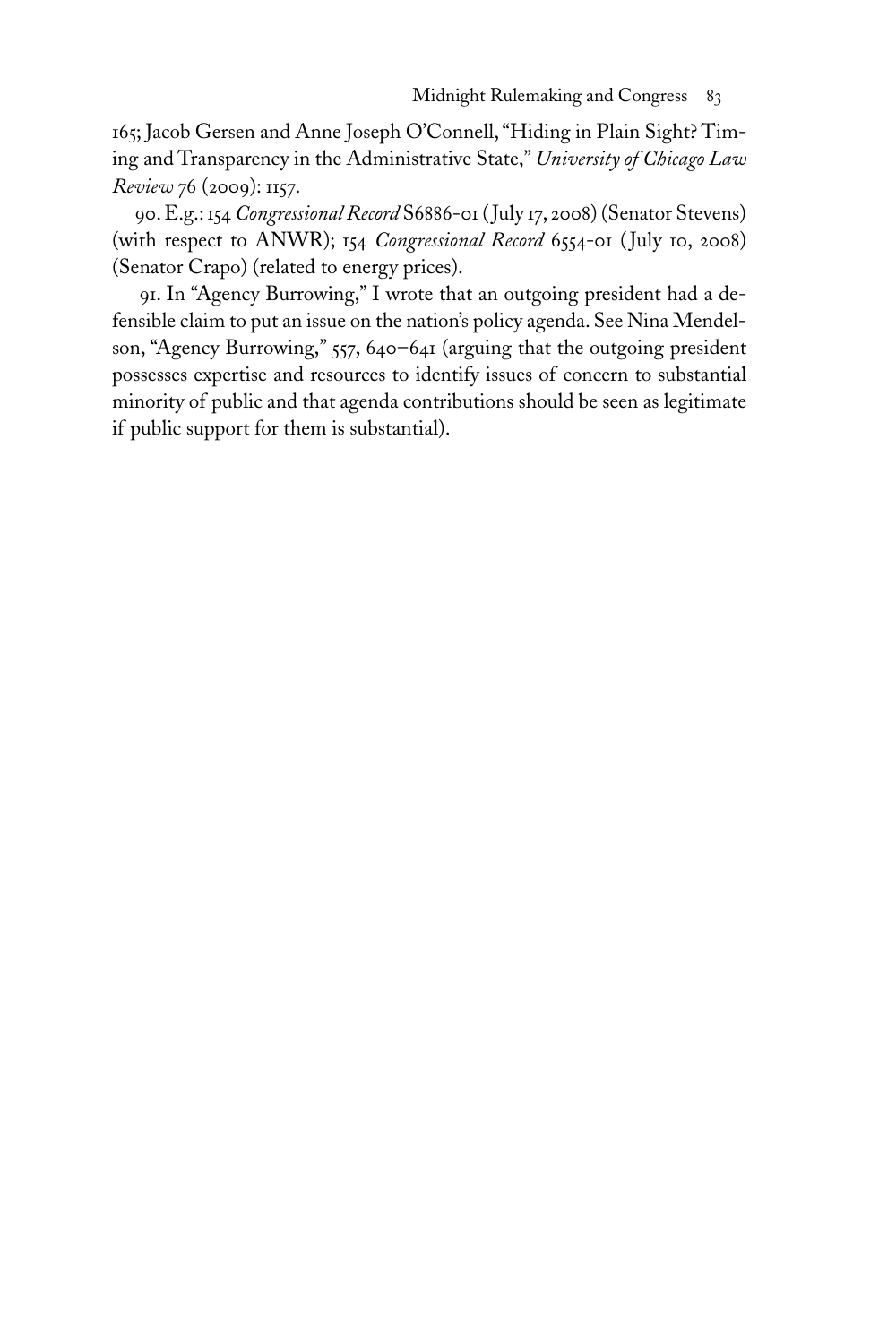165; Jacob Gersen and Anne Joseph O'Connell, "Hiding in Plain Sight? Timing and Transparency in the Administrative State," *University of Chicago Law Review* 76 (2009): 1157.

90. E.g.: 154 *Congressional Record* S6886-01 (July 17, 2008) (Senator Stevens) (with respect to ANWR); 154 *Congressional Record* 6554-01 (July 10, 2008) (Senator Crapo) (related to energy prices).

91. In "Agency Burrowing," I wrote that an outgoing president had a defensible claim to put an issue on the nation's policy agenda. See Nina Mendelson, "Agency Burrowing," 557, 640–641 (arguing that the outgoing president possesses expertise and resources to identify issues of concern to substantial minority of public and that agenda contributions should be seen as legitimate if public support for them is substantial).